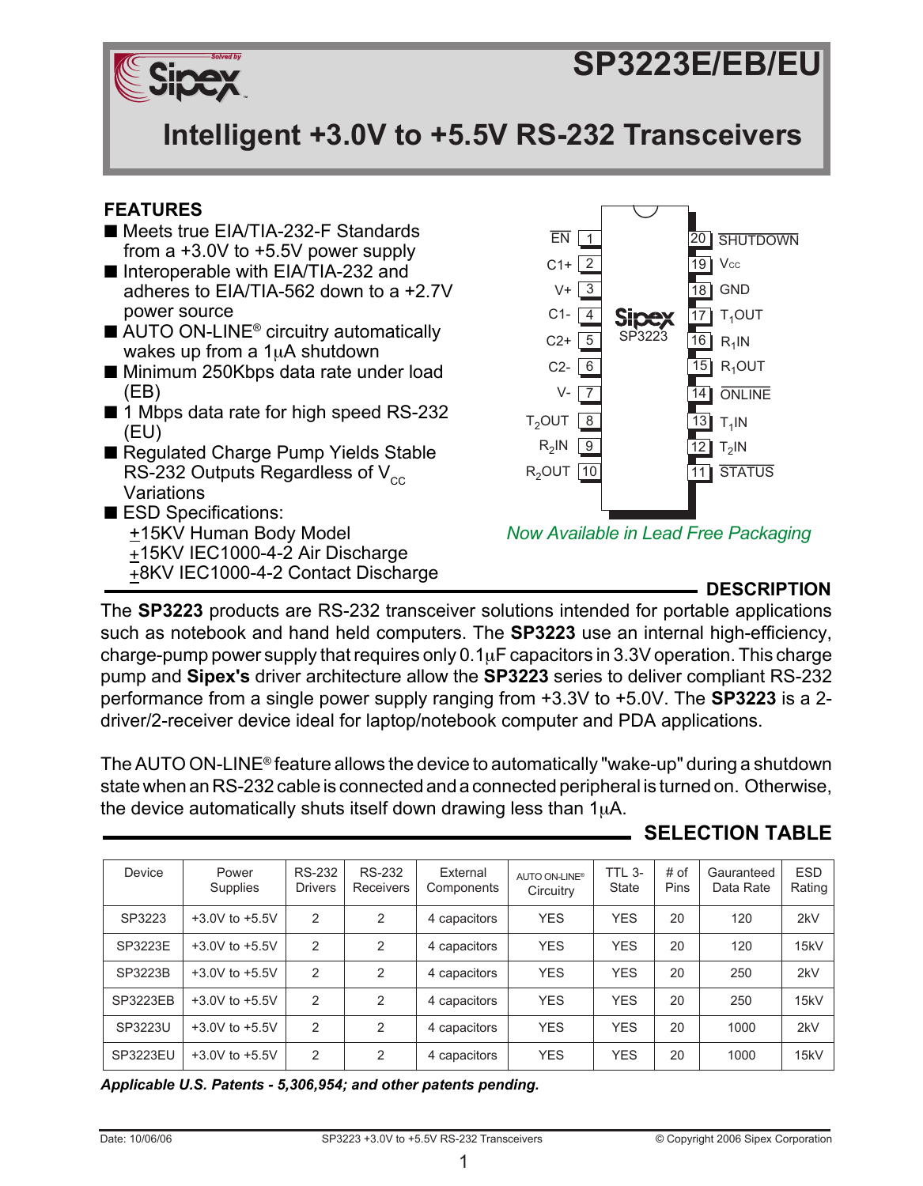# SP3223E/EB/EU

## Intelligent +3.0V to +5.5V RS-232 Transceivers

### FEATURES

- Meets true EIA/TIA-232-F Standards from a +3.0V to +5.5V power supply
- Interoperable with EIA/TIA-232 and adheres to EIA/TIA-562 down to a +2.7V power source
- AUTO ON-LINE® circuitry automatically wakes up from a 1µA shutdown
- Minimum 250Kbps data rate under load (EB)
- 1 Mbps data rate for high speed RS-232 (EU)
- Regulated Charge Pump Yields Stable RS-232 Outputs Regardless of $V_{CC}$ Variations
- ESD Specifications:
  - ±15KV Human Body Model
  - ±15KV IEC1000-4-2 Air Discharge
  - ±8KV IEC1000-4-2 Contact Discharge

| Pin | Name | Pin | Name |
|---|---|---|---|
| 1 | EN | 20 | SHUTDOWN |
| 2 | C1+ | 19 | Vcc |
| 3 | V+ | 18 | GND |
| 4 | C1- | 17 | $T_1$OUT |
| 5 | C2+ | 16 | $R_1$IN |
| 6 | C2- | 15 | $R_1$OUT |
| 7 | V- | 14 | ONLINE |
| 8 | $T_2$OUT | 13 | $T_1$IN |
| 9 | $R_2$IN | 12 | $T_2$IN |
| 10 | $R_2$OUT | 11 | STATUS |

Sipex SP3223

*Now Available in Lead Free Packaging*

### DESCRIPTION

The **SP3223** products are RS-232 transceiver solutions intended for portable applications such as notebook and hand held computers. The **SP3223** use an internal high-efficiency, charge-pump power supply that requires only 0.1µF capacitors in 3.3V operation. This charge pump and **Sipex's** driver architecture allow the **SP3223** series to deliver compliant RS-232 performance from a single power supply ranging from +3.3V to +5.0V. The **SP3223** is a 2-driver/2-receiver device ideal for laptop/notebook computer and PDA applications.

The AUTO ON-LINE® feature allows the device to automatically "wake-up" during a shutdown state when an RS-232 cable is connected and a connected peripheral is turned on. Otherwise, the device automatically shuts itself down drawing less than 1µA.

### SELECTION TABLE

| Device | Power Supplies | RS-232 Drivers | RS-232 Receivers | External Components | AUTO ON-LINE® Circuitry | TTL 3-State | # of Pins | Gauranteed Data Rate | ESD Rating |
|---|---|---|---|---|---|---|---|---|---|
| SP3223 | +3.0V to +5.5V | 2 | 2 | 4 capacitors | YES | YES | 20 | 120 | 2kV |
| SP3223E | +3.0V to +5.5V | 2 | 2 | 4 capacitors | YES | YES | 20 | 120 | 15kV |
| SP3223B | +3.0V to +5.5V | 2 | 2 | 4 capacitors | YES | YES | 20 | 250 | 2kV |
| SP3223EB | +3.0V to +5.5V | 2 | 2 | 4 capacitors | YES | YES | 20 | 250 | 15kV |
| SP3223U | +3.0V to +5.5V | 2 | 2 | 4 capacitors | YES | YES | 20 | 1000 | 2kV |
| SP3223EU | +3.0V to +5.5V | 2 | 2 | 4 capacitors | YES | YES | 20 | 1000 | 15kV |

***Applicable U.S. Patents - 5,306,954; and other patents pending.***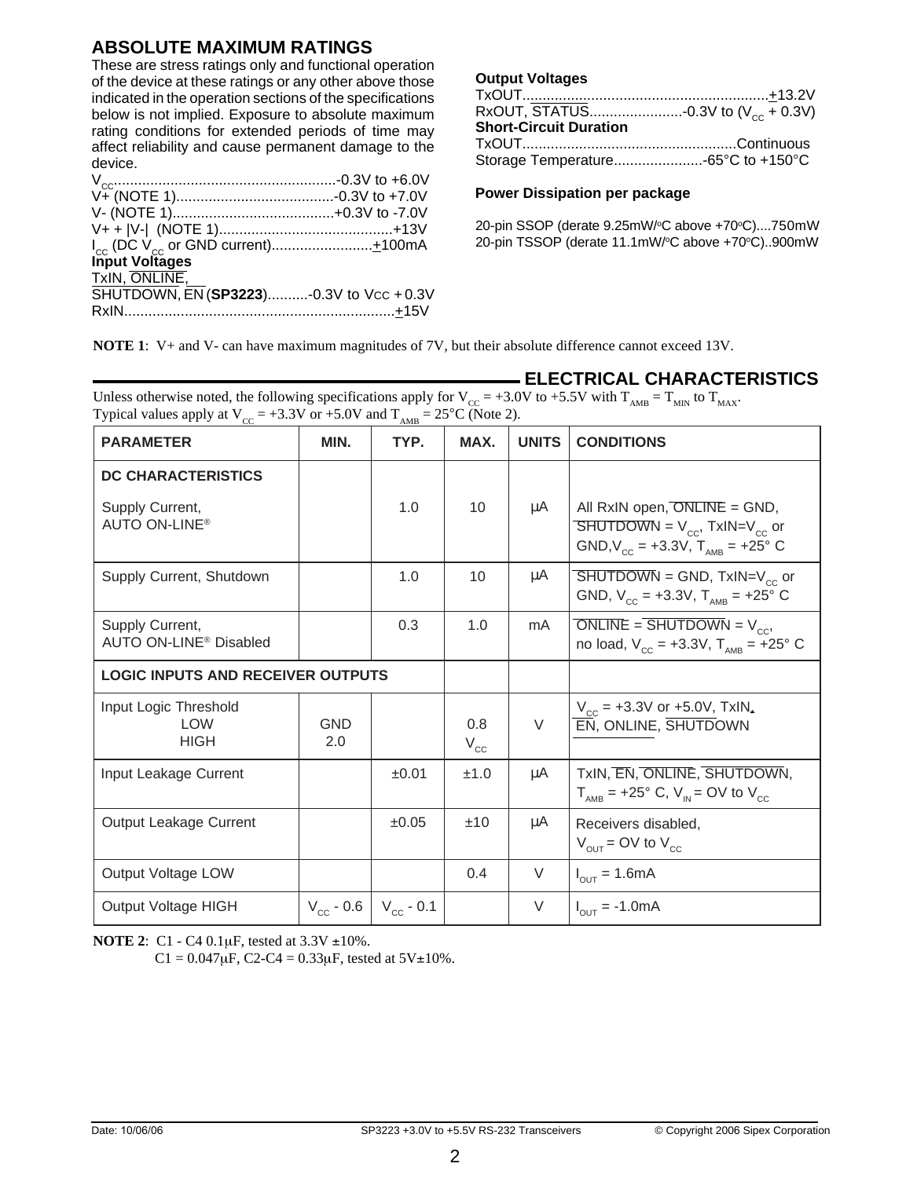## ABSOLUTE MAXIMUM RATINGS

These are stress ratings only and functional operation of the device at these ratings or any other above those indicated in the operation sections of the specifications below is not implied. Exposure to absolute maximum rating conditions for extended periods of time may affect reliability and cause permanent damage to the device.

$V_{CC}$........................................................-0.3V to +6.0V
V+ (NOTE 1).......................................-0.3V to +7.0V
V- (NOTE 1)........................................+0.3V to -7.0V
V+ + |V-| (NOTE 1)...........................................+13V
$I_{CC}$ (DC $V_{CC}$ or GND current).........................±100mA

**Input Voltages**

TxIN, $\overline{\text{ONLINE}}$, $\overline{\text{SHUTDOWN}}$, $\overline{\text{EN}}$ (**SP3223**)..........-0.3V to VCC + 0.3V
RxIN...................................................................±15V

**Output Voltages**

TxOUT.............................................................±13.2V
RxOUT, $\overline{\text{STATUS}}$.......................-0.3V to ($V_{CC}$ + 0.3V)

**Short-Circuit Duration**

TxOUT....................................................Continuous
Storage Temperature......................-65°C to +150°C

**Power Dissipation per package**

20-pin SSOP (derate 9.25mW/°C above +70°C)....750mW
20-pin TSSOP (derate 11.1mW/°C above +70°C)..900mW

**NOTE 1**: V+ and V- can have maximum magnitudes of 7V, but their absolute difference cannot exceed 13V.

## ELECTRICAL CHARACTERISTICS

Unless otherwise noted, the following specifications apply for $V_{CC}$ = +3.0V to +5.5V with $T_{AMB}$ = $T_{MIN}$ to $T_{MAX}$. Typical values apply at $V_{CC}$ = +3.3V or +5.0V and $T_{AMB}$ = 25°C (Note 2).

| PARAMETER | MIN. | TYP. | MAX. | UNITS | CONDITIONS |
|---|---|---|---|---|---|
| **DC CHARACTERISTICS** | | | | | |
| Supply Current, AUTO ON-LINE® | | 1.0 | 10 | µA | All RxIN open, $\overline{\text{ONLINE}}$ = GND, $\overline{\text{SHUTDOWN}}$ = $V_{CC}$, TxIN=$V_{CC}$ or GND, $V_{CC}$ = +3.3V, $T_{AMB}$ = +25° C |
| Supply Current, Shutdown | | 1.0 | 10 | µA | $\overline{\text{SHUTDOWN}}$ = GND, TxIN=$V_{CC}$ or GND, $V_{CC}$ = +3.3V, $T_{AMB}$ = +25° C |
| Supply Current, AUTO ON-LINE® Disabled | | 0.3 | 1.0 | mA | $\overline{\text{ONLINE}}$ = $\overline{\text{SHUTDOWN}}$ = $V_{CC}$, no load, $V_{CC}$ = +3.3V, $T_{AMB}$ = +25° C |
| **LOGIC INPUTS AND RECEIVER OUTPUTS** | | | | | |
| Input Logic Threshold LOW / HIGH | GND / 2.0 | | 0.8 / $V_{CC}$ | V | $V_{CC}$ = +3.3V or +5.0V, TxIN, $\overline{\text{EN}}$, ONLINE, $\overline{\text{SHUTDOWN}}$ |
| Input Leakage Current | | ±0.01 | ±1.0 | µA | TxIN, $\overline{\text{EN}}$, $\overline{\text{ONLINE}}$, $\overline{\text{SHUTDOWN}}$, $T_{AMB}$ = +25° C, $V_{IN}$ = 0V to $V_{CC}$ |
| Output Leakage Current | | ±0.05 | ±10 | µA | Receivers disabled, $V_{OUT}$ = 0V to $V_{CC}$ |
| Output Voltage LOW | | | 0.4 | V | $I_{OUT}$ = 1.6mA |
| Output Voltage HIGH | $V_{CC}$ - 0.6 | $V_{CC}$ - 0.1 | | V | $I_{OUT}$ = -1.0mA |

**NOTE 2**: C1 - C4 0.1µF, tested at 3.3V ±10%.
C1 = 0.047µF, C2-C4 = 0.33µF, tested at 5V±10%.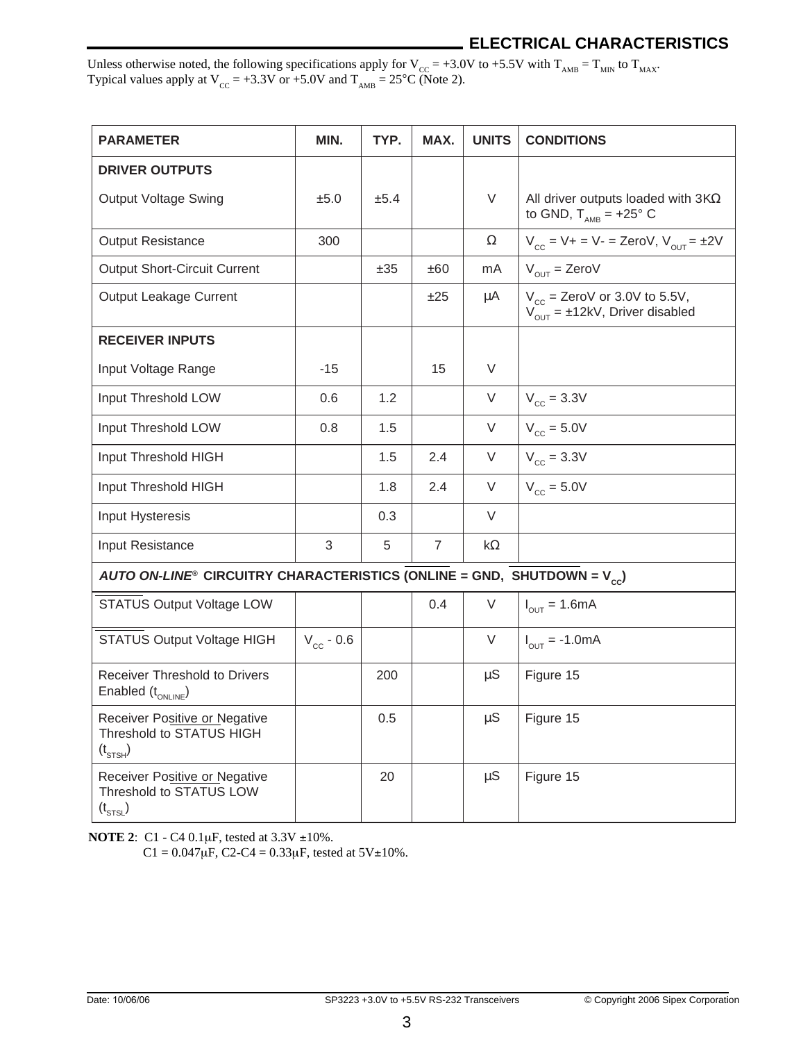## ELECTRICAL CHARACTERISTICS

Unless otherwise noted, the following specifications apply for $V_{CC}$ = +3.0V to +5.5V with $T_{AMB}$ = $T_{MIN}$ to $T_{MAX}$. Typical values apply at $V_{CC}$ = +3.3V or +5.0V and $T_{AMB}$ = 25°C (Note 2).

| PARAMETER | MIN. | TYP. | MAX. | UNITS | CONDITIONS |
|---|---|---|---|---|---|
| **DRIVER OUTPUTS** | | | | | |
| Output Voltage Swing | ±5.0 | ±5.4 | | V | All driver outputs loaded with 3KΩ to GND, $T_{AMB}$ = +25° C |
| Output Resistance | 300 | | | Ω | $V_{CC}$ = V+ = V- = ZeroV, $V_{OUT}$ = ±2V |
| Output Short-Circuit Current | | ±35 | ±60 | mA | $V_{OUT}$ = ZeroV |
| Output Leakage Current | | | ±25 | µA | $V_{CC}$ = ZeroV or 3.0V to 5.5V, $V_{OUT}$ = ±12kV, Driver disabled |
| **RECEIVER INPUTS** | | | | | |
| Input Voltage Range | -15 | | 15 | V | |
| Input Threshold LOW | 0.6 | 1.2 | | V | $V_{CC}$ = 3.3V |
| Input Threshold LOW | 0.8 | 1.5 | | V | $V_{CC}$ = 5.0V |
| Input Threshold HIGH | | 1.5 | 2.4 | V | $V_{CC}$ = 3.3V |
| Input Threshold HIGH | | 1.8 | 2.4 | V | $V_{CC}$ = 5.0V |
| Input Hysteresis | | 0.3 | | V | |
| Input Resistance | 3 | 5 | 7 | kΩ | |
| ***AUTO ON-LINE®*** **CIRCUITRY CHARACTERISTICS ($\overline{ONLINE}$ = GND, $\overline{SHUTDOWN}$ = $V_{CC}$)** | | | | | |
| $\overline{STATUS}$ Output Voltage LOW | | | 0.4 | V | $I_{OUT}$ = 1.6mA |
| $\overline{STATUS}$ Output Voltage HIGH | $V_{CC}$ - 0.6 | | | V | $I_{OUT}$ = -1.0mA |
| Receiver Threshold to Drivers Enabled ($t_{ONLINE}$) | | 200 | | µS | Figure 15 |
| Receiver Positive or Negative Threshold to STATUS HIGH ($t_{STSH}$) | | 0.5 | | µS | Figure 15 |
| Receiver Positive or Negative Threshold to STATUS LOW ($t_{STSL}$) | | 20 | | µS | Figure 15 |

**NOTE 2**: C1 - C4 0.1µF, tested at 3.3V ±10%.
C1 = 0.047µF, C2-C4 = 0.33µF, tested at 5V±10%.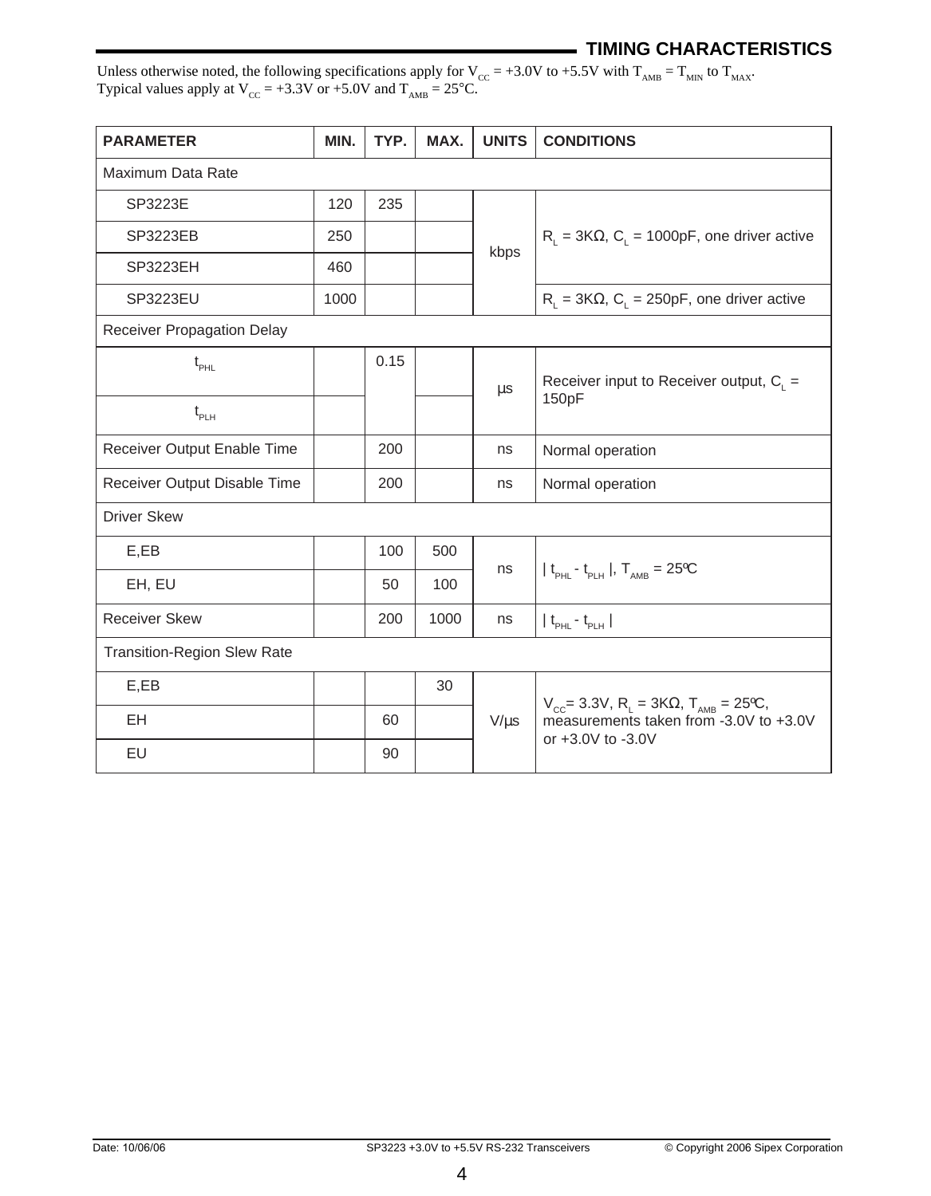## TIMING CHARACTERISTICS

Unless otherwise noted, the following specifications apply for $V_{CC}$ = +3.0V to +5.5V with $T_{AMB}$ = $T_{MIN}$ to $T_{MAX}$. Typical values apply at $V_{CC}$ = +3.3V or +5.0V and $T_{AMB}$ = 25°C.

| PARAMETER | MIN. | TYP. | MAX. | UNITS | CONDITIONS |
|---|---|---|---|---|---|
| Maximum Data Rate | | | | | |
| SP3223E | 120 | 235 | | kbps | $R_L$ = 3KΩ, $C_L$ = 1000pF, one driver active |
| SP3223EB | 250 | | | kbps | $R_L$ = 3KΩ, $C_L$ = 1000pF, one driver active |
| SP3223EH | 460 | | | kbps | $R_L$ = 3KΩ, $C_L$ = 1000pF, one driver active |
| SP3223EU | 1000 | | | kbps | $R_L$ = 3KΩ, $C_L$ = 250pF, one driver active |
| Receiver Propagation Delay | | | | | |
| $t_{PHL}$ | | 0.15 | | µs | Receiver input to Receiver output, $C_L$ = 150pF |
| $t_{PLH}$ | | 0.15 | | µs | Receiver input to Receiver output, $C_L$ = 150pF |
| Receiver Output Enable Time | | 200 | | ns | Normal operation |
| Receiver Output Disable Time | | 200 | | ns | Normal operation |
| Driver Skew | | | | | |
| E,EB | | 100 | 500 | ns | $\| t_{PHL} - t_{PLH} \|$, $T_{AMB}$ = 25ºC |
| EH, EU | | 50 | 100 | ns | $\| t_{PHL} - t_{PLH} \|$, $T_{AMB}$ = 25ºC |
| Receiver Skew | | 200 | 1000 | ns | $\| t_{PHL} - t_{PLH} \|$ |
| Transition-Region Slew Rate | | | | | |
| E,EB | | | 30 | V/µs | $V_{CC}$= 3.3V, $R_L$ = 3KΩ, $T_{AMB}$ = 25ºC, measurements taken from -3.0V to +3.0V or +3.0V to -3.0V |
| EH | | 60 | | V/µs | $V_{CC}$= 3.3V, $R_L$ = 3KΩ, $T_{AMB}$ = 25ºC, measurements taken from -3.0V to +3.0V or +3.0V to -3.0V |
| EU | | 90 | | V/µs | $V_{CC}$= 3.3V, $R_L$ = 3KΩ, $T_{AMB}$ = 25ºC, measurements taken from -3.0V to +3.0V or +3.0V to -3.0V |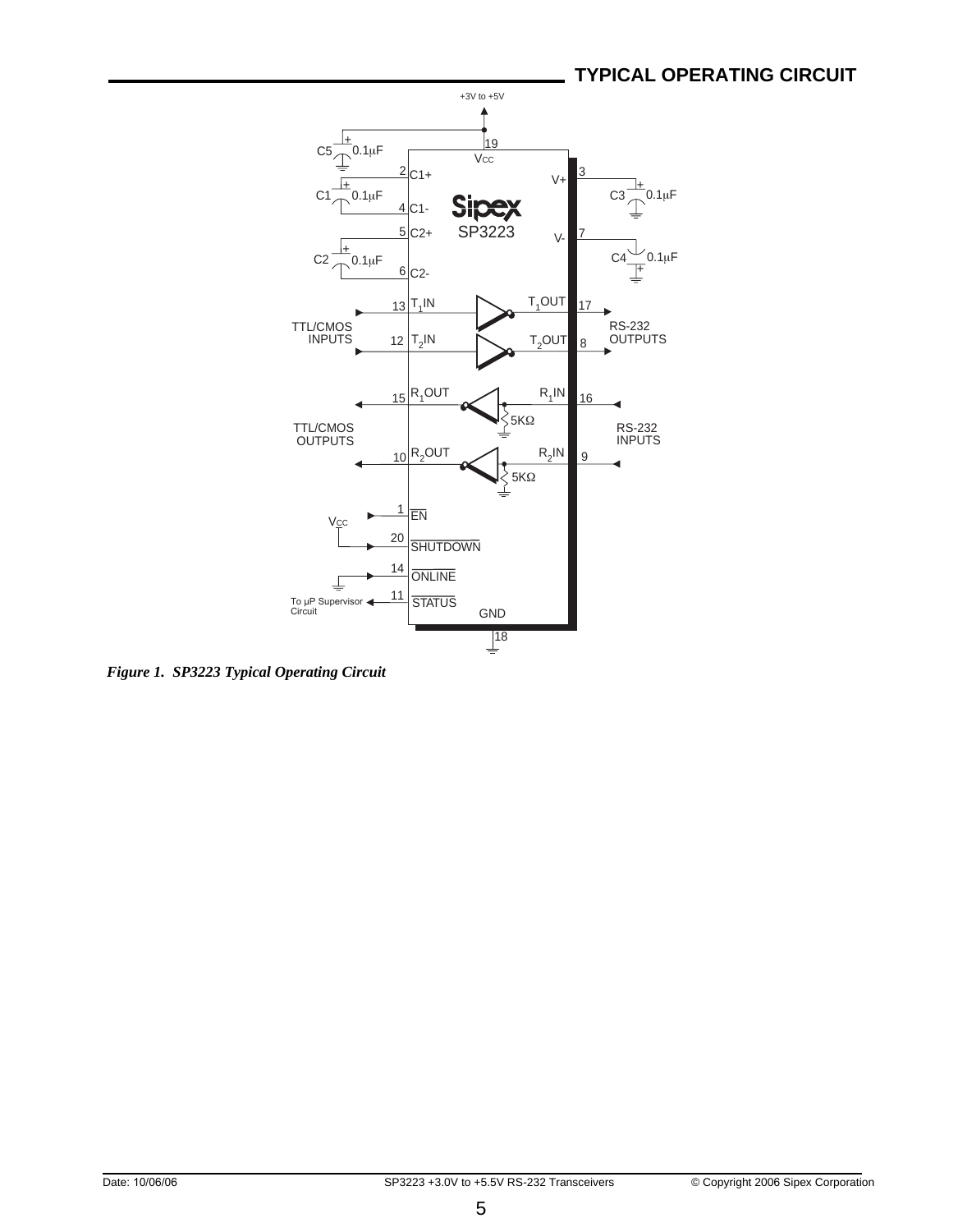## TYPICAL OPERATING CIRCUIT

*Figure 1. SP3223 Typical Operating Circuit*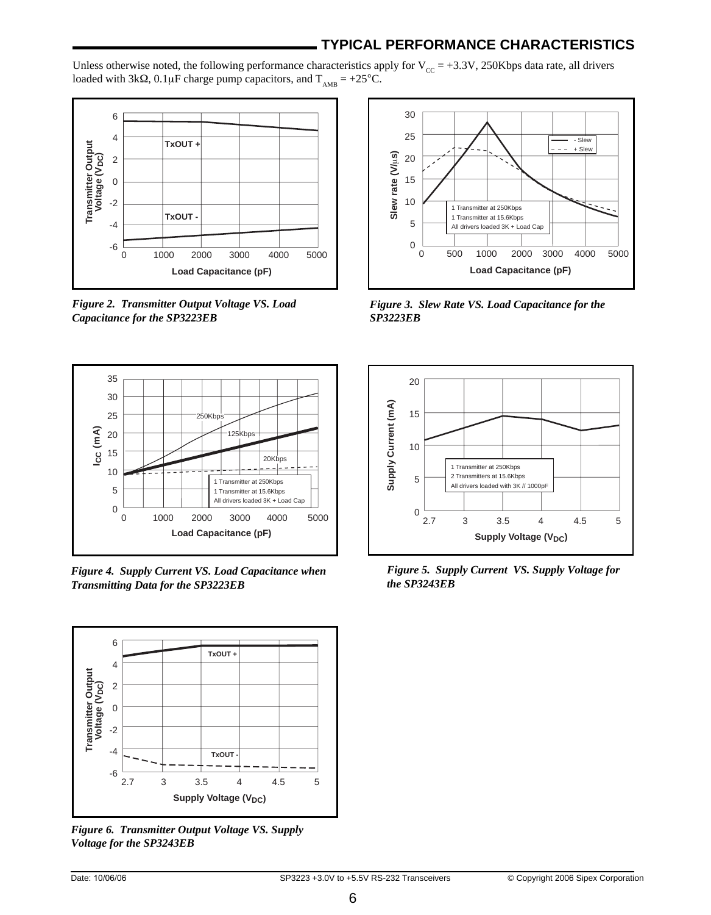## TYPICAL PERFORMANCE CHARACTERISTICS

Unless otherwise noted, the following performance characteristics apply for $V_{CC}$ = +3.3V, 250Kbps data rate, all drivers loaded with 3kΩ, 0.1μF charge pump capacitors, and $T_{AMB}$ = +25°C.

*Figure 2. Transmitter Output Voltage VS. Load Capacitance for the SP3223EB*

*Figure 3. Slew Rate VS. Load Capacitance for the SP3223EB*

*Figure 4. Supply Current VS. Load Capacitance when Transmitting Data for the SP3223EB*

*Figure 5. Supply Current VS. Supply Voltage for the SP3243EB*

*Figure 6. Transmitter Output Voltage VS. Supply Voltage for the SP3243EB*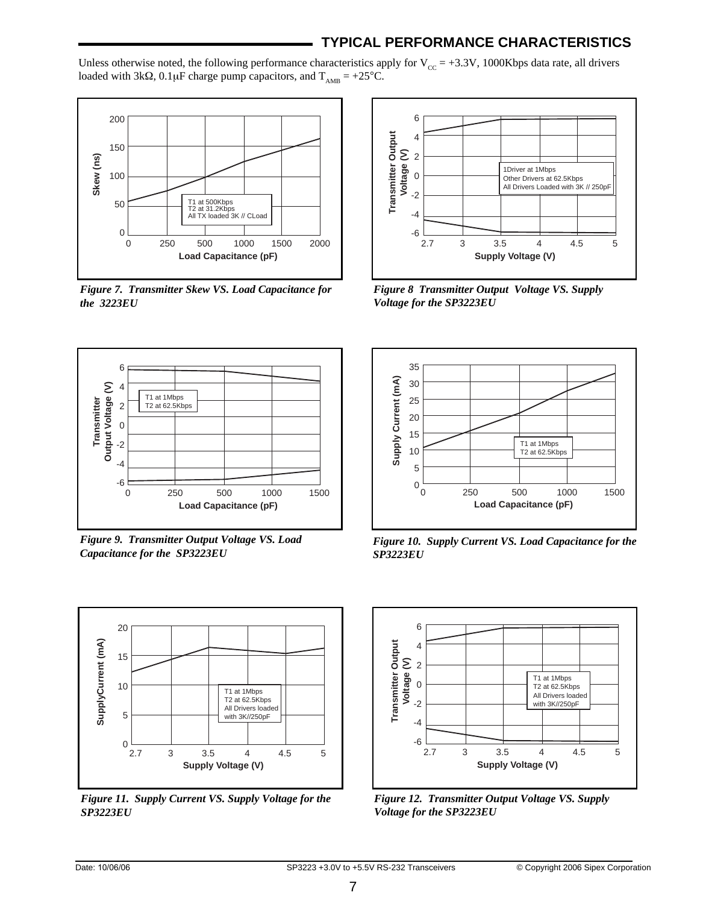## TYPICAL PERFORMANCE CHARACTERISTICS

Unless otherwise noted, the following performance characteristics apply for $V_{CC}$ = +3.3V, 1000Kbps data rate, all drivers loaded with 3kΩ, 0.1μF charge pump capacitors, and $T_{AMB}$ = +25°C.

*Figure 7. Transmitter Skew VS. Load Capacitance for the 3223EU*

*Figure 8 Transmitter Output Voltage VS. Supply Voltage for the SP3223EU*

*Figure 9. Transmitter Output Voltage VS. Load Capacitance for the SP3223EU*

*Figure 10. Supply Current VS. Load Capacitance for the SP3223EU*

*Figure 11. Supply Current VS. Supply Voltage for the SP3223EU*

*Figure 12. Transmitter Output Voltage VS. Supply Voltage for the SP3223EU*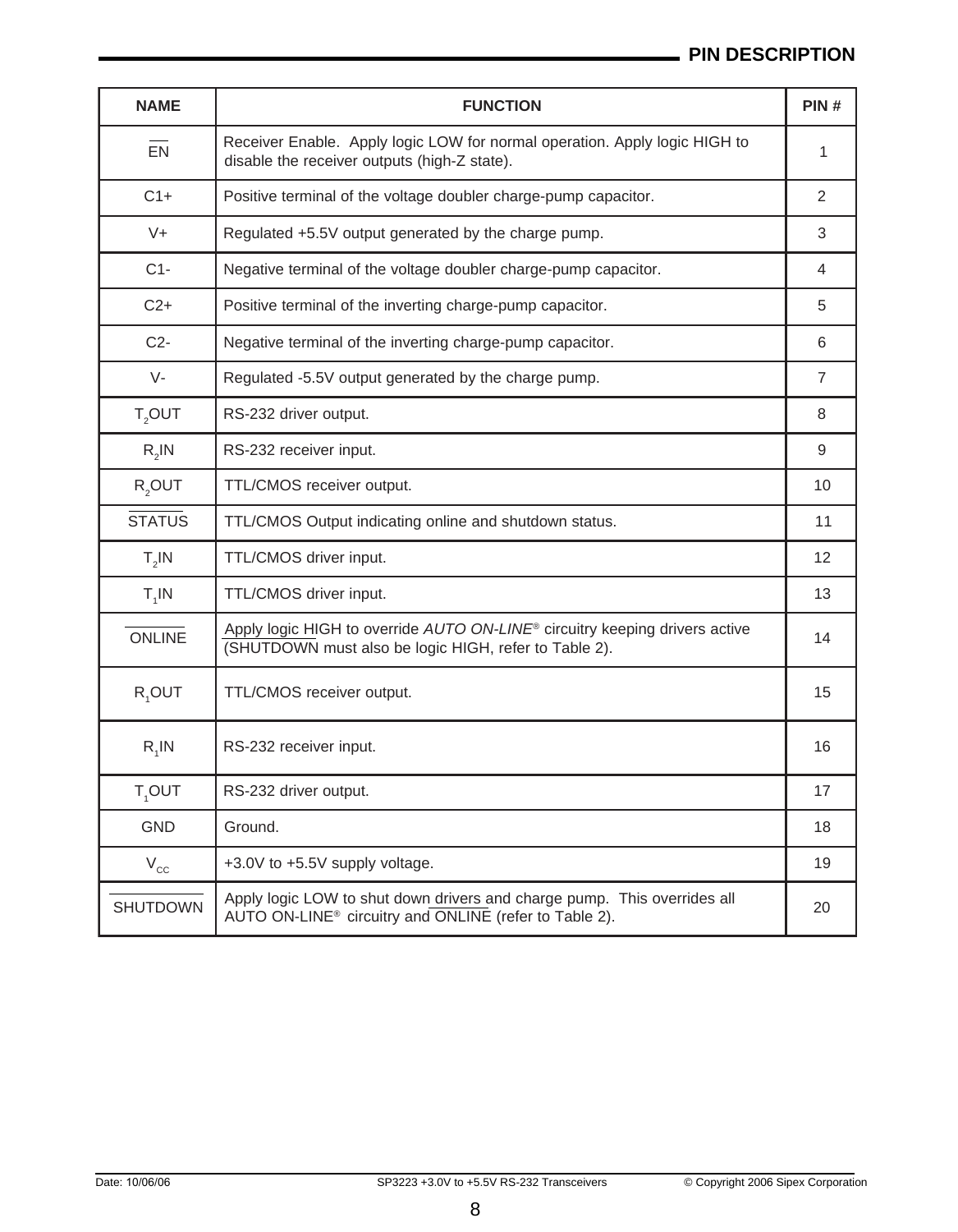## PIN DESCRIPTION

| NAME | FUNCTION | PIN # |
|---|---|---|
| $\overline{EN}$ | Receiver Enable. Apply logic LOW for normal operation. Apply logic HIGH to disable the receiver outputs (high-Z state). | 1 |
| C1+ | Positive terminal of the voltage doubler charge-pump capacitor. | 2 |
| V+ | Regulated +5.5V output generated by the charge pump. | 3 |
| C1- | Negative terminal of the voltage doubler charge-pump capacitor. | 4 |
| C2+ | Positive terminal of the inverting charge-pump capacitor. | 5 |
| C2- | Negative terminal of the inverting charge-pump capacitor. | 6 |
| V- | Regulated -5.5V output generated by the charge pump. | 7 |
| $T_2OUT$ | RS-232 driver output. | 8 |
| $R_2IN$ | RS-232 receiver input. | 9 |
| $R_2OUT$ | TTL/CMOS receiver output. | 10 |
| $\overline{STATUS}$ | TTL/CMOS Output indicating online and shutdown status. | 11 |
| $T_2IN$ | TTL/CMOS driver input. | 12 |
| $T_1IN$ | TTL/CMOS driver input. | 13 |
| $\overline{ONLINE}$ | Apply logic HIGH to override *AUTO ON-LINE®* circuitry keeping drivers active ($\overline{SHUTDOWN}$ must also be logic HIGH, refer to Table 2). | 14 |
| $R_1OUT$ | TTL/CMOS receiver output. | 15 |
| $R_1IN$ | RS-232 receiver input. | 16 |
| $T_1OUT$ | RS-232 driver output. | 17 |
| GND | Ground. | 18 |
| $V_{CC}$ | +3.0V to +5.5V supply voltage. | 19 |
| $\overline{SHUTDOWN}$ | Apply logic LOW to shut down drivers and charge pump. This overrides all AUTO ON-LINE® circuitry and $\overline{ONLINE}$ (refer to Table 2). | 20 |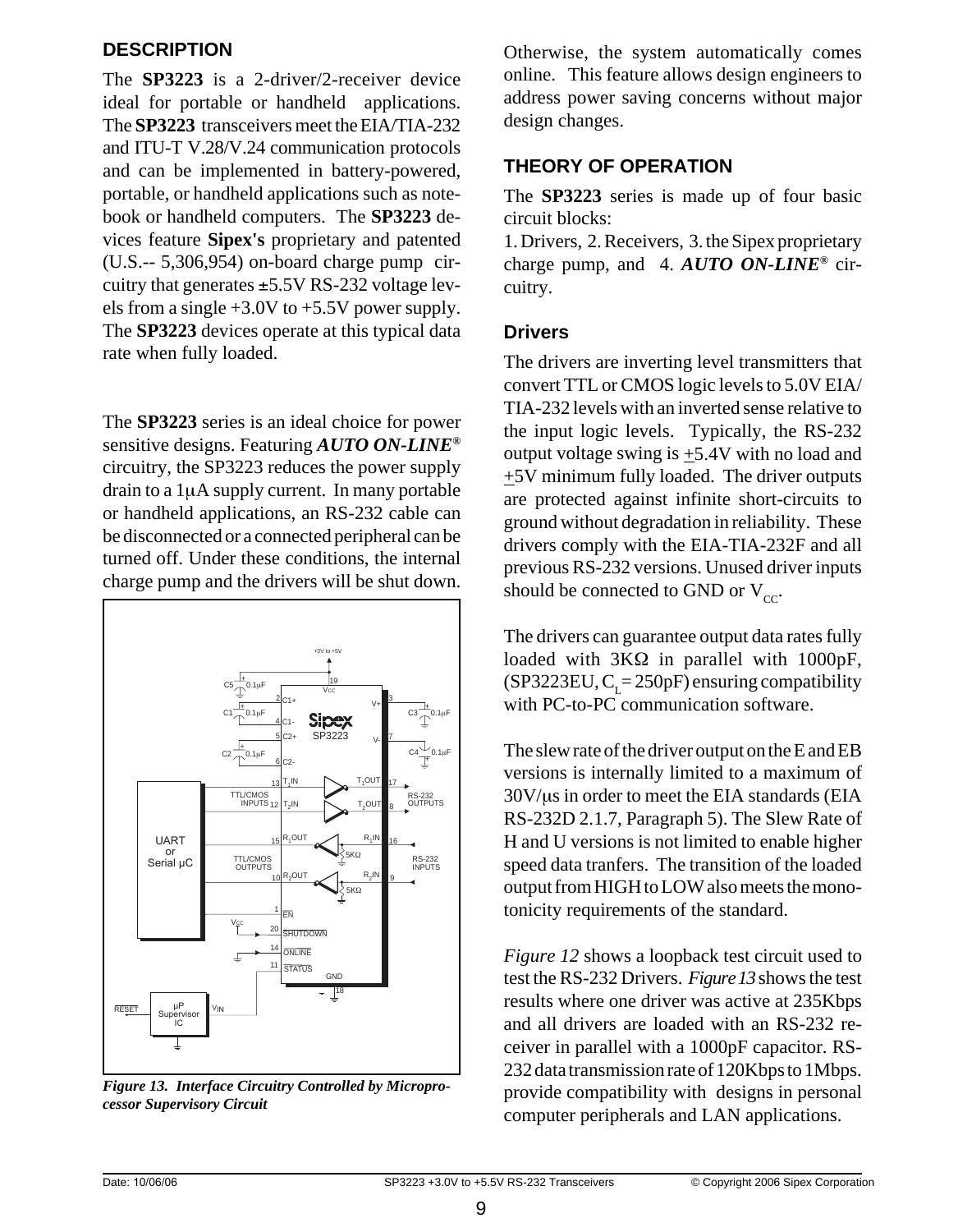## DESCRIPTION

The **SP3223** is a 2-driver/2-receiver device ideal for portable or handheld applications. The **SP3223** transceivers meet the EIA/TIA-232 and ITU-T V.28/V.24 communication protocols and can be implemented in battery-powered, portable, or handheld applications such as notebook or handheld computers. The **SP3223** devices feature **Sipex's** proprietary and patented (U.S.-- 5,306,954) on-board charge pump circuitry that generates ±5.5V RS-232 voltage levels from a single +3.0V to +5.5V power supply. The **SP3223** devices operate at this typical data rate when fully loaded.

The **SP3223** series is an ideal choice for power sensitive designs. Featuring ***AUTO ON-LINE®*** circuitry, the SP3223 reduces the power supply drain to a 1µA supply current. In many portable or handheld applications, an RS-232 cable can be disconnected or a connected peripheral can be turned off. Under these conditions, the internal charge pump and the drivers will be shut down.

*Figure 13. Interface Circuitry Controlled by Microprocessor Supervisory Circuit*

Otherwise, the system automatically comes online. This feature allows design engineers to address power saving concerns without major design changes.

## THEORY OF OPERATION

The **SP3223** series is made up of four basic circuit blocks:
1. Drivers, 2. Receivers, 3. the Sipex proprietary charge pump, and 4. ***AUTO ON-LINE®*** circuitry.

### Drivers

The drivers are inverting level transmitters that convert TTL or CMOS logic levels to 5.0V EIA/TIA-232 levels with an inverted sense relative to the input logic levels. Typically, the RS-232 output voltage swing is ±5.4V with no load and ±5V minimum fully loaded. The driver outputs are protected against infinite short-circuits to ground without degradation in reliability. These drivers comply with the EIA-TIA-232F and all previous RS-232 versions. Unused driver inputs should be connected to GND or $V_{CC}$.

The drivers can guarantee output data rates fully loaded with 3KΩ in parallel with 1000pF, (SP3223EU, $C_L$ = 250pF) ensuring compatibility with PC-to-PC communication software.

The slew rate of the driver output on the E and EB versions is internally limited to a maximum of 30V/µs in order to meet the EIA standards (EIA RS-232D 2.1.7, Paragraph 5). The Slew Rate of H and U versions is not limited to enable higher speed data tranfers. The transition of the loaded output from HIGH to LOW also meets the monotonicity requirements of the standard.

*Figure 12* shows a loopback test circuit used to test the RS-232 Drivers. *Figure 13* shows the test results where one driver was active at 235Kbps and all drivers are loaded with an RS-232 receiver in parallel with a 1000pF capacitor. RS-232 data transmission rate of 120Kbps to 1Mbps. provide compatibility with designs in personal computer peripherals and LAN applications.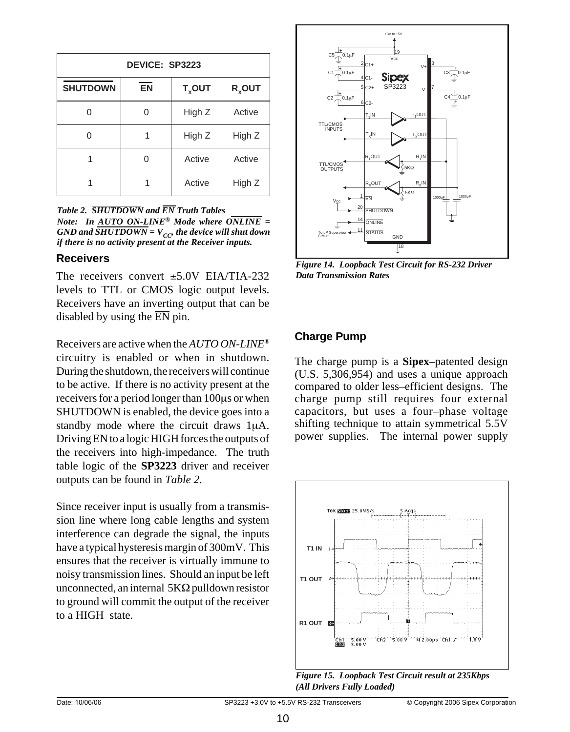| DEVICE: SP3223 | | | |
|---|---|---|---|
| $\overline{SHUTDOWN}$ | $\overline{EN}$ | $T_xOUT$ | $R_xOUT$ |
| 0 | 0 | High Z | Active |
| 0 | 1 | High Z | High Z |
| 1 | 0 | Active | Active |
| 1 | 1 | Active | High Z |

*Table 2. $\overline{SHUTDOWN}$ and $\overline{EN}$ Truth Tables*
***Note: In AUTO ON-LINE® Mode where $\overline{ONLINE}$ = GND and $\overline{SHUTDOWN}$ = $V_{CC}$, the device will shut down if there is no activity present at the Receiver inputs.***

## Receivers

The receivers convert ±5.0V EIA/TIA-232 levels to TTL or CMOS logic output levels. Receivers have an inverting output that can be disabled by using the $\overline{EN}$ pin.

Receivers are active when the *AUTO ON-LINE®* circuitry is enabled or when in shutdown. During the shutdown, the receivers will continue to be active. If there is no activity present at the receivers for a period longer than 100µs or when SHUTDOWN is enabled, the device goes into a standby mode where the circuit draws 1µA. Driving EN to a logic HIGH forces the outputs of the receivers into high-impedance. The truth table logic of the **SP3223** driver and receiver outputs can be found in *Table 2*.

Since receiver input is usually from a transmission line where long cable lengths and system interference can degrade the signal, the inputs have a typical hysteresis margin of 300mV. This ensures that the receiver is virtually immune to noisy transmission lines. Should an input be left unconnected, an internal 5KΩ pulldown resistor to ground will commit the output of the receiver to a HIGH state.

*Figure 14. Loopback Test Circuit for RS-232 Driver Data Transmission Rates*

## Charge Pump

The charge pump is a **Sipex**–patented design (U.S. 5,306,954) and uses a unique approach compared to older less–efficient designs. The charge pump still requires four external capacitors, but uses a four–phase voltage shifting technique to attain symmetrical 5.5V power supplies. The internal power supply

*Figure 15. Loopback Test Circuit result at 235Kbps (All Drivers Fully Loaded)*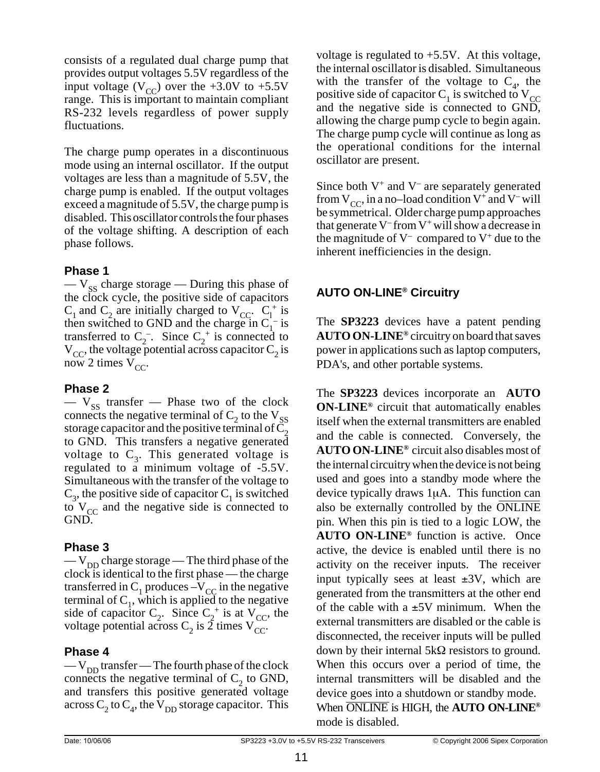consists of a regulated dual charge pump that provides output voltages 5.5V regardless of the input voltage ($V_{CC}$) over the +3.0V to +5.5V range. This is important to maintain compliant RS-232 levels regardless of power supply fluctuations.

The charge pump operates in a discontinuous mode using an internal oscillator. If the output voltages are less than a magnitude of 5.5V, the charge pump is enabled. If the output voltages exceed a magnitude of 5.5V, the charge pump is disabled. This oscillator controls the four phases of the voltage shifting. A description of each phase follows.

### Phase 1

— $V_{SS}$ charge storage — During this phase of the clock cycle, the positive side of capacitors $C_1$ and $C_2$ are initially charged to $V_{CC}$. $C_1^+$ is then switched to GND and the charge in $C_1^-$ is transferred to $C_2^-$. Since $C_2^+$ is connected to $V_{CC}$, the voltage potential across capacitor $C_2$ is now 2 times $V_{CC}$.

### Phase 2

— $V_{SS}$ transfer — Phase two of the clock connects the negative terminal of $C_2$ to the $V_{SS}$ storage capacitor and the positive terminal of $C_2$ to GND. This transfers a negative generated voltage to $C_3$. This generated voltage is regulated to a minimum voltage of -5.5V. Simultaneous with the transfer of the voltage to $C_3$, the positive side of capacitor $C_1$ is switched to $V_{CC}$ and the negative side is connected to GND.

### Phase 3

— $V_{DD}$ charge storage — The third phase of the clock is identical to the first phase — the charge transferred in $C_1$ produces $-V_{CC}$ in the negative terminal of $C_1$, which is applied to the negative side of capacitor $C_2$. Since $C_2^+$ is at $V_{CC}$, the voltage potential across $C_2$ is 2 times $V_{CC}$.

### Phase 4

— $V_{DD}$ transfer — The fourth phase of the clock connects the negative terminal of $C_2$ to GND, and transfers this positive generated voltage across $C_2$ to $C_4$, the $V_{DD}$ storage capacitor. This voltage is regulated to +5.5V. At this voltage, the internal oscillator is disabled. Simultaneous with the transfer of the voltage to $C_4$, the positive side of capacitor $C_1$ is switched to $V_{CC}$ and the negative side is connected to GND, allowing the charge pump cycle to begin again. The charge pump cycle will continue as long as the operational conditions for the internal oscillator are present.

Since both $V^+$ and $V^-$ are separately generated from $V_{CC}$, in a no–load condition $V^+$ and $V^-$ will be symmetrical. Older charge pump approaches that generate $V^-$ from $V^+$ will show a decrease in the magnitude of $V^-$ compared to $V^+$ due to the inherent inefficiencies in the design.

## AUTO ON-LINE® Circuitry

The **SP3223** devices have a patent pending **AUTO ON-LINE®** circuitry on board that saves power in applications such as laptop computers, PDA's, and other portable systems.

The **SP3223** devices incorporate an **AUTO ON-LINE®** circuit that automatically enables itself when the external transmitters are enabled and the cable is connected. Conversely, the **AUTO ON-LINE®** circuit also disables most of the internal circuitry when the device is not being used and goes into a standby mode where the device typically draws 1μA. This function can also be externally controlled by the $\overline{\text{ONLINE}}$ pin. When this pin is tied to a logic LOW, the **AUTO ON-LINE®** function is active. Once active, the device is enabled until there is no activity on the receiver inputs. The receiver input typically sees at least ±3V, which are generated from the transmitters at the other end of the cable with a ±5V minimum. When the external transmitters are disabled or the cable is disconnected, the receiver inputs will be pulled down by their internal 5kΩ resistors to ground. When this occurs over a period of time, the internal transmitters will be disabled and the device goes into a shutdown or standby mode. When $\overline{\text{ONLINE}}$ is HIGH, the **AUTO ON-LINE®** mode is disabled.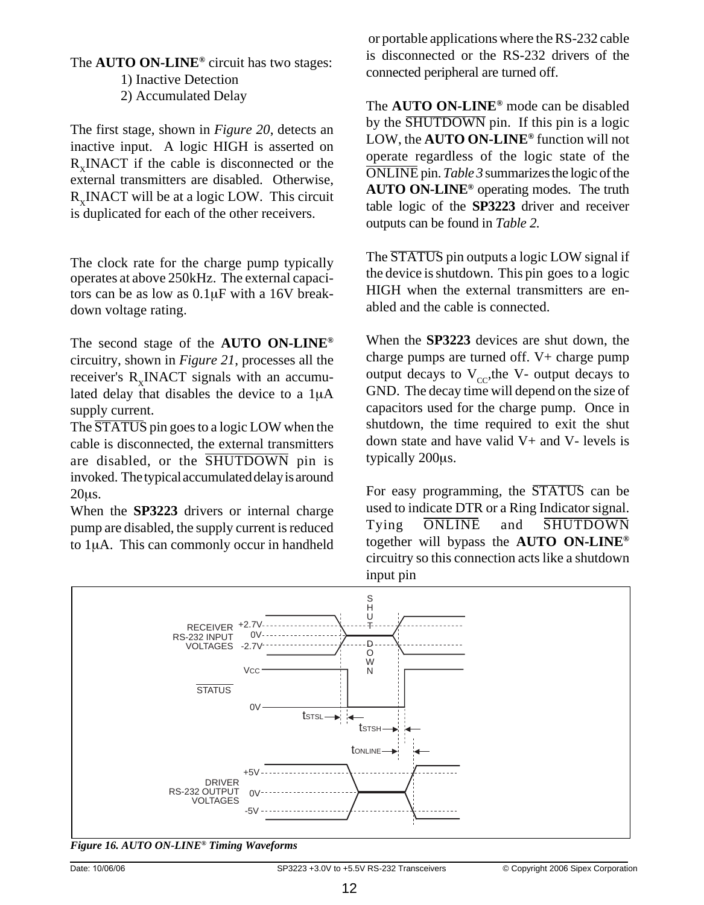The **AUTO ON-LINE®** circuit has two stages:

1) Inactive Detection
2) Accumulated Delay

The first stage, shown in *Figure 20*, detects an inactive input. A logic HIGH is asserted on $R_X$INACT if the cable is disconnected or the external transmitters are disabled. Otherwise, $R_X$INACT will be at a logic LOW. This circuit is duplicated for each of the other receivers.

The clock rate for the charge pump typically operates at above 250kHz. The external capacitors can be as low as 0.1μF with a 16V breakdown voltage rating.

The second stage of the **AUTO ON-LINE®** circuitry, shown in *Figure 21*, processes all the receiver's $R_X$INACT signals with an accumulated delay that disables the device to a 1μA supply current.

The $\overline{\text{STATUS}}$ pin goes to a logic LOW when the cable is disconnected, the external transmitters are disabled, or the $\overline{\text{SHUTDOWN}}$ pin is invoked. The typical accumulated delay is around 20μs.

When the **SP3223** drivers or internal charge pump are disabled, the supply current is reduced to 1μA. This can commonly occur in handheld or portable applications where the RS-232 cable is disconnected or the RS-232 drivers of the connected peripheral are turned off.

The **AUTO ON-LINE®** mode can be disabled by the $\overline{\text{SHUTDOWN}}$ pin. If this pin is a logic LOW, the **AUTO ON-LINE®** function will not operate regardless of the logic state of the $\overline{\text{ONLINE}}$ pin. *Table 3* summarizes the logic of the **AUTO ON-LINE®** operating modes. The truth table logic of the **SP3223** driver and receiver outputs can be found in *Table 2.*

The $\overline{\text{STATUS}}$ pin outputs a logic LOW signal if the device is shutdown. This pin goes to a logic HIGH when the external transmitters are enabled and the cable is connected.

When the **SP3223** devices are shut down, the charge pumps are turned off. V+ charge pump output decays to $V_{CC}$,the V- output decays to GND. The decay time will depend on the size of capacitors used for the charge pump. Once in shutdown, the time required to exit the shut down state and have valid V+ and V- levels is typically 200μs.

For easy programming, the $\overline{\text{STATUS}}$ can be used to indicate DTR or a Ring Indicator signal. Tying $\overline{\text{ONLINE}}$ and $\overline{\text{SHUTDOWN}}$ together will bypass the **AUTO ON-LINE®** circuitry so this connection acts like a shutdown input pin

*Figure 16. AUTO ON-LINE® Timing Waveforms*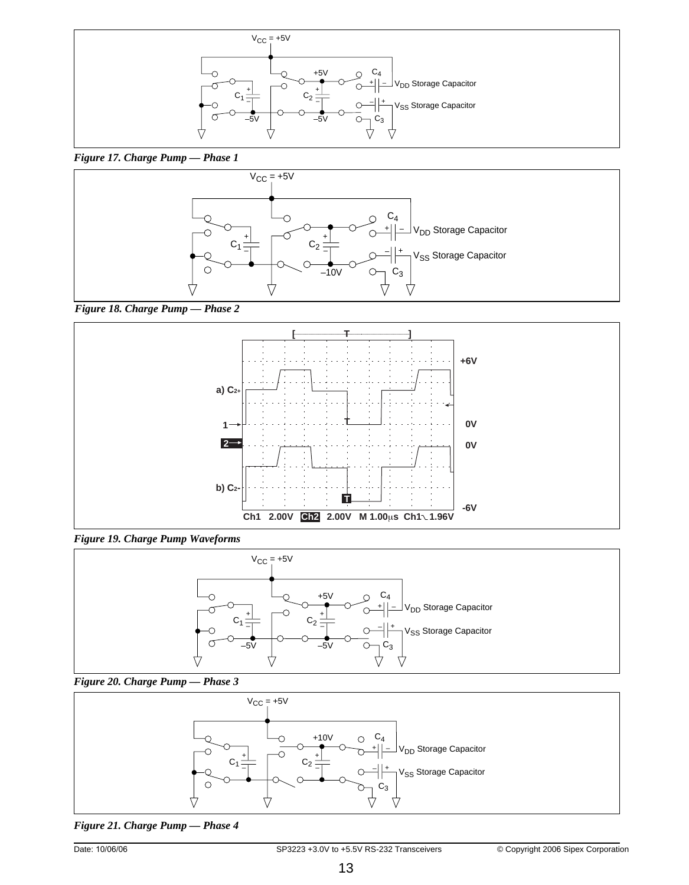*Figure 17. Charge Pump — Phase 1*

*Figure 18. Charge Pump — Phase 2*

*Figure 19. Charge Pump Waveforms*

*Figure 20. Charge Pump — Phase 3*

*Figure 21. Charge Pump — Phase 4*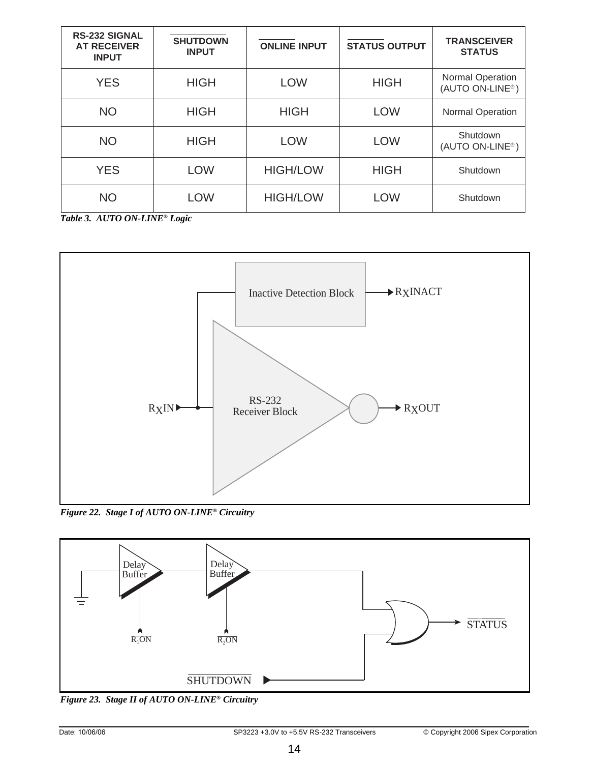| RS-232 SIGNAL AT RECEIVER INPUT | $\overline{\text{SHUTDOWN}}$ INPUT | $\overline{\text{ONLINE}}$ INPUT | $\overline{\text{STATUS}}$ OUTPUT | TRANSCEIVER STATUS |
|---|---|---|---|---|
| YES | HIGH | LOW | HIGH | Normal Operation (AUTO ON-LINE®) |
| NO | HIGH | HIGH | LOW | Normal Operation |
| NO | HIGH | LOW | LOW | Shutdown (AUTO ON-LINE®) |
| YES | LOW | HIGH/LOW | HIGH | Shutdown |
| NO | LOW | HIGH/LOW | LOW | Shutdown |

*Table 3. AUTO ON-LINE® Logic*

*Figure 22. Stage I of AUTO ON-LINE® Circuitry*

*Figure 23. Stage II of AUTO ON-LINE® Circuitry*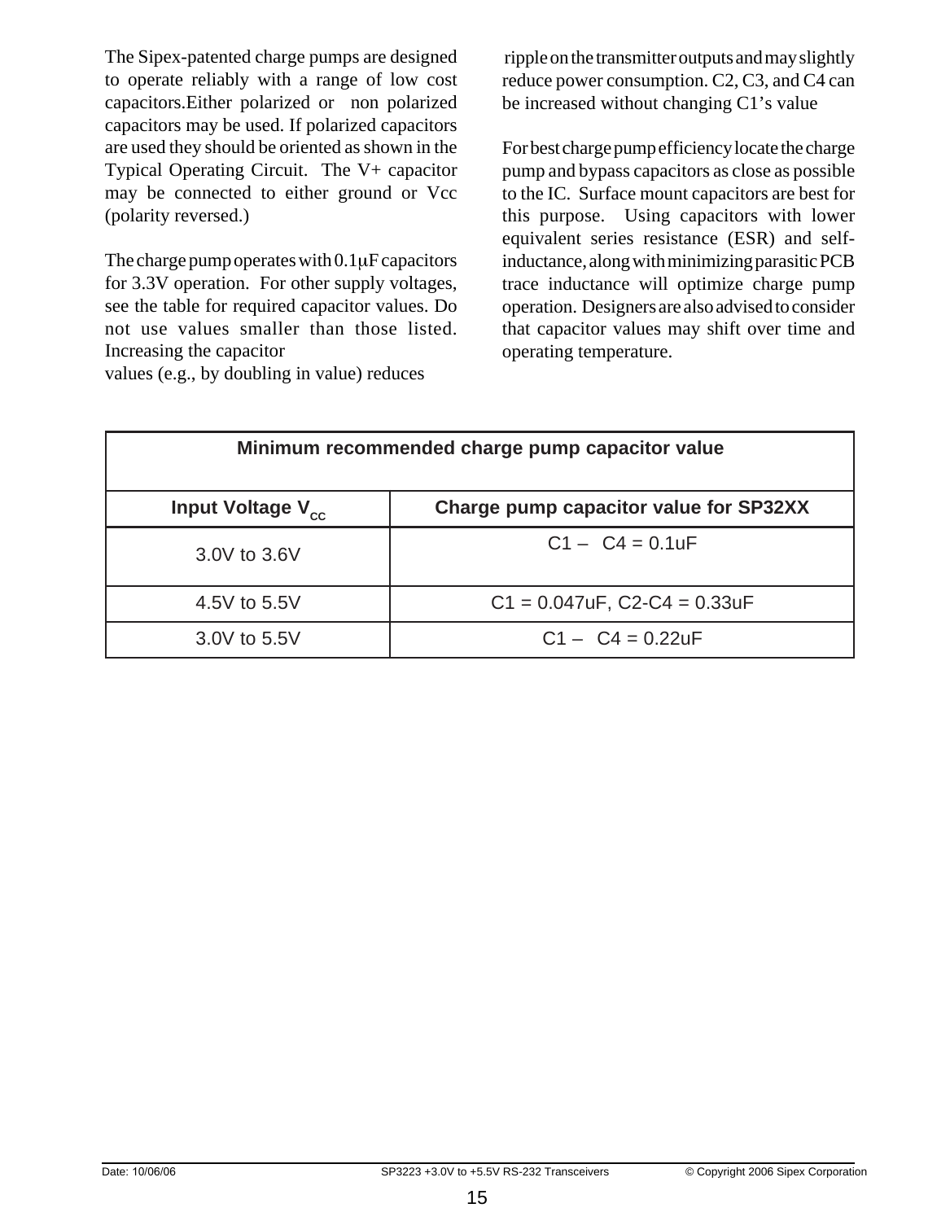The Sipex-patented charge pumps are designed to operate reliably with a range of low cost capacitors.Either polarized or non polarized capacitors may be used. If polarized capacitors are used they should be oriented as shown in the Typical Operating Circuit. The V+ capacitor may be connected to either ground or Vcc (polarity reversed.)

The charge pump operates with 0.1μF capacitors for 3.3V operation. For other supply voltages, see the table for required capacitor values. Do not use values smaller than those listed. Increasing the capacitor values (e.g., by doubling in value) reduces ripple on the transmitter outputs and may slightly reduce power consumption. C2, C3, and C4 can be increased without changing C1's value

For best charge pump efficiency locate the charge pump and bypass capacitors as close as possible to the IC. Surface mount capacitors are best for this purpose. Using capacitors with lower equivalent series resistance (ESR) and self-inductance, along with minimizing parasitic PCB trace inductance will optimize charge pump operation. Designers are also advised to consider that capacitor values may shift over time and operating temperature.

| Minimum recommended charge pump capacitor value | |
|---|---|
| **Input Voltage $V_{CC}$** | **Charge pump capacitor value for SP32XX** |
| 3.0V to 3.6V | C1 – C4 = 0.1uF |
| 4.5V to 5.5V | C1 = 0.047uF, C2-C4 = 0.33uF |
| 3.0V to 5.5V | C1 – C4 = 0.22uF |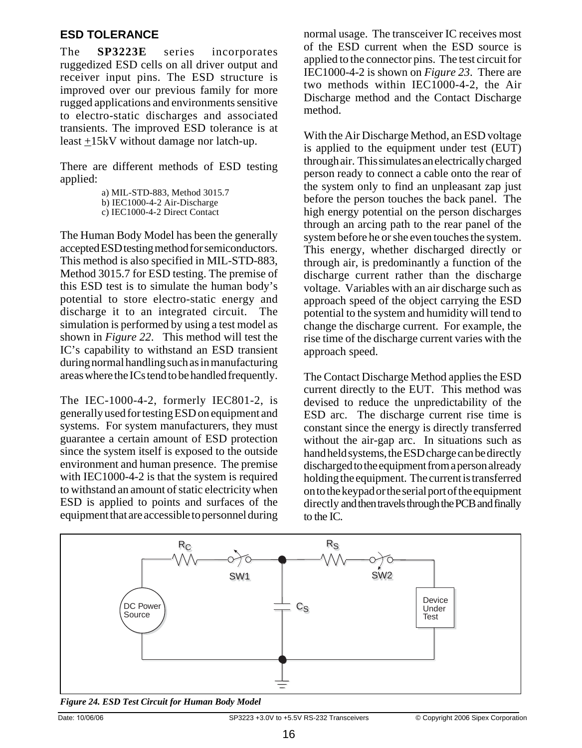### ESD TOLERANCE

The **SP3223E** series incorporates ruggedized ESD cells on all driver output and receiver input pins. The ESD structure is improved over our previous family for more rugged applications and environments sensitive to electro-static discharges and associated transients. The improved ESD tolerance is at least ±15kV without damage nor latch-up.

There are different methods of ESD testing applied:

a) MIL-STD-883, Method 3015.7
b) IEC1000-4-2 Air-Discharge
c) IEC1000-4-2 Direct Contact

The Human Body Model has been the generally accepted ESD testing method for semiconductors. This method is also specified in MIL-STD-883, Method 3015.7 for ESD testing. The premise of this ESD test is to simulate the human body's potential to store electro-static energy and discharge it to an integrated circuit. The simulation is performed by using a test model as shown in *Figure 22*. This method will test the IC's capability to withstand an ESD transient during normal handling such as in manufacturing areas where the ICs tend to be handled frequently.

The IEC-1000-4-2, formerly IEC801-2, is generally used for testing ESD on equipment and systems. For system manufacturers, they must guarantee a certain amount of ESD protection since the system itself is exposed to the outside environment and human presence. The premise with IEC1000-4-2 is that the system is required to withstand an amount of static electricity when ESD is applied to points and surfaces of the equipment that are accessible to personnel during normal usage. The transceiver IC receives most of the ESD current when the ESD source is applied to the connector pins. The test circuit for IEC1000-4-2 is shown on *Figure 23*. There are two methods within IEC1000-4-2, the Air Discharge method and the Contact Discharge method.

With the Air Discharge Method, an ESD voltage is applied to the equipment under test (EUT) through air. This simulates an electrically charged person ready to connect a cable onto the rear of the system only to find an unpleasant zap just before the person touches the back panel. The high energy potential on the person discharges through an arcing path to the rear panel of the system before he or she even touches the system. This energy, whether discharged directly or through air, is predominantly a function of the discharge current rather than the discharge voltage. Variables with an air discharge such as approach speed of the object carrying the ESD potential to the system and humidity will tend to change the discharge current. For example, the rise time of the discharge current varies with the approach speed.

The Contact Discharge Method applies the ESD current directly to the EUT. This method was devised to reduce the unpredictability of the ESD arc. The discharge current rise time is constant since the energy is directly transferred without the air-gap arc. In situations such as hand held systems, the ESD charge can be directly discharged to the equipment from a person already holding the equipment. The current is transferred on to the keypad or the serial port of the equipment directly and then travels through the PCB and finally to the IC.

*Figure 24. ESD Test Circuit for Human Body Model*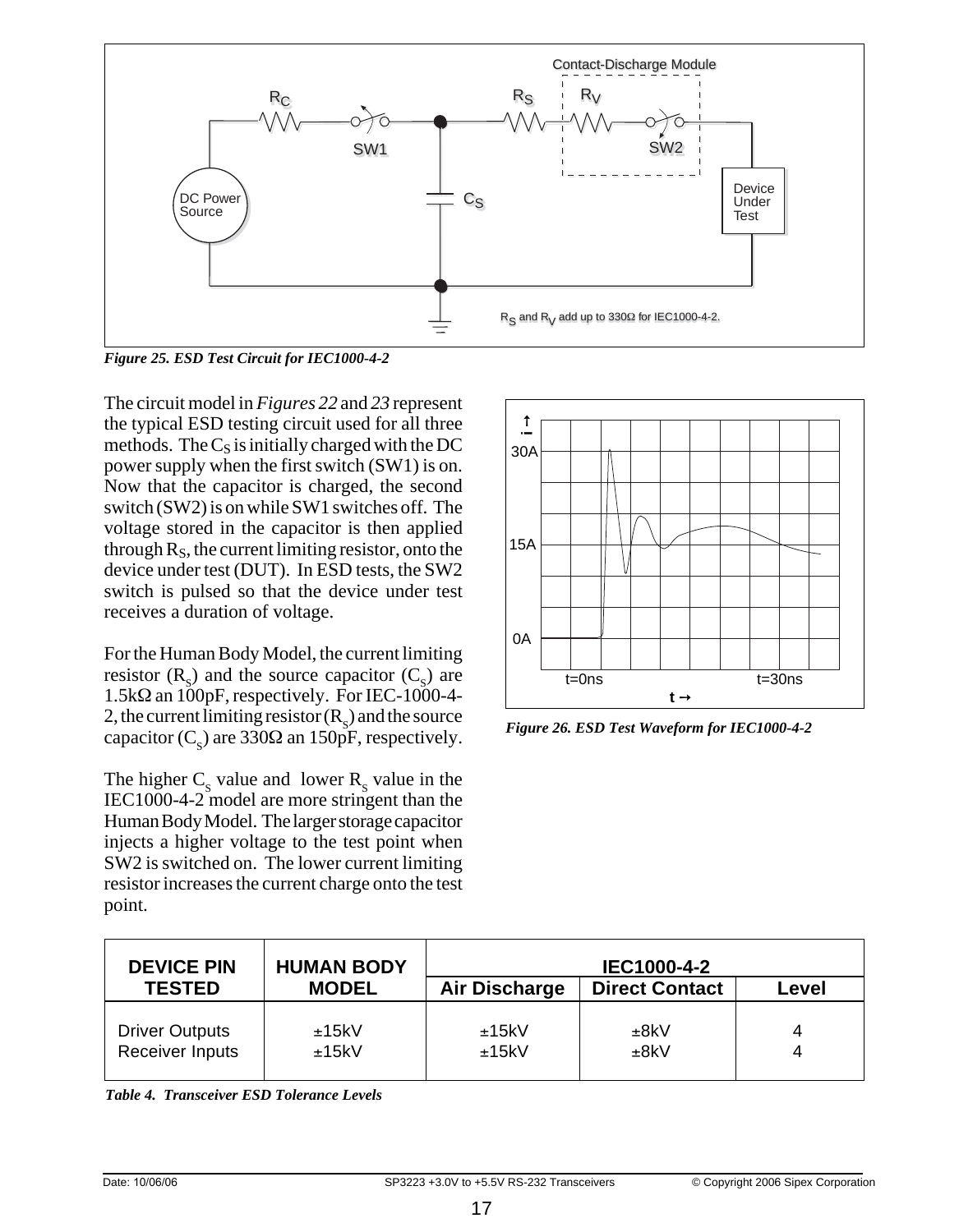*Figure 25. ESD Test Circuit for IEC1000-4-2*

The circuit model in *Figures 22* and *23* represent the typical ESD testing circuit used for all three methods. The $C_S$ is initially charged with the DC power supply when the first switch (SW1) is on. Now that the capacitor is charged, the second switch (SW2) is on while SW1 switches off. The voltage stored in the capacitor is then applied through $R_S$, the current limiting resistor, onto the device under test (DUT). In ESD tests, the SW2 switch is pulsed so that the device under test receives a duration of voltage.

For the Human Body Model, the current limiting resistor ($R_S$) and the source capacitor ($C_S$) are 1.5kΩ an 100pF, respectively. For IEC-1000-4-2, the current limiting resistor ($R_S$) and the source capacitor ($C_S$) are 330Ω an 150pF, respectively.

The higher $C_S$ value and lower $R_S$ value in the IEC1000-4-2 model are more stringent than the Human Body Model. The larger storage capacitor injects a higher voltage to the test point when SW2 is switched on. The lower current limiting resistor increases the current charge onto the test point.

*Figure 26. ESD Test Waveform for IEC1000-4-2*

| DEVICE PIN TESTED | HUMAN BODY MODEL | IEC1000-4-2 | | |
|---|---|---|---|---|
| | | Air Discharge | Direct Contact | Level |
| Driver Outputs | ±15kV | ±15kV | ±8kV | 4 |
| Receiver Inputs | ±15kV | ±15kV | ±8kV | 4 |

*Table 4. Transceiver ESD Tolerance Levels*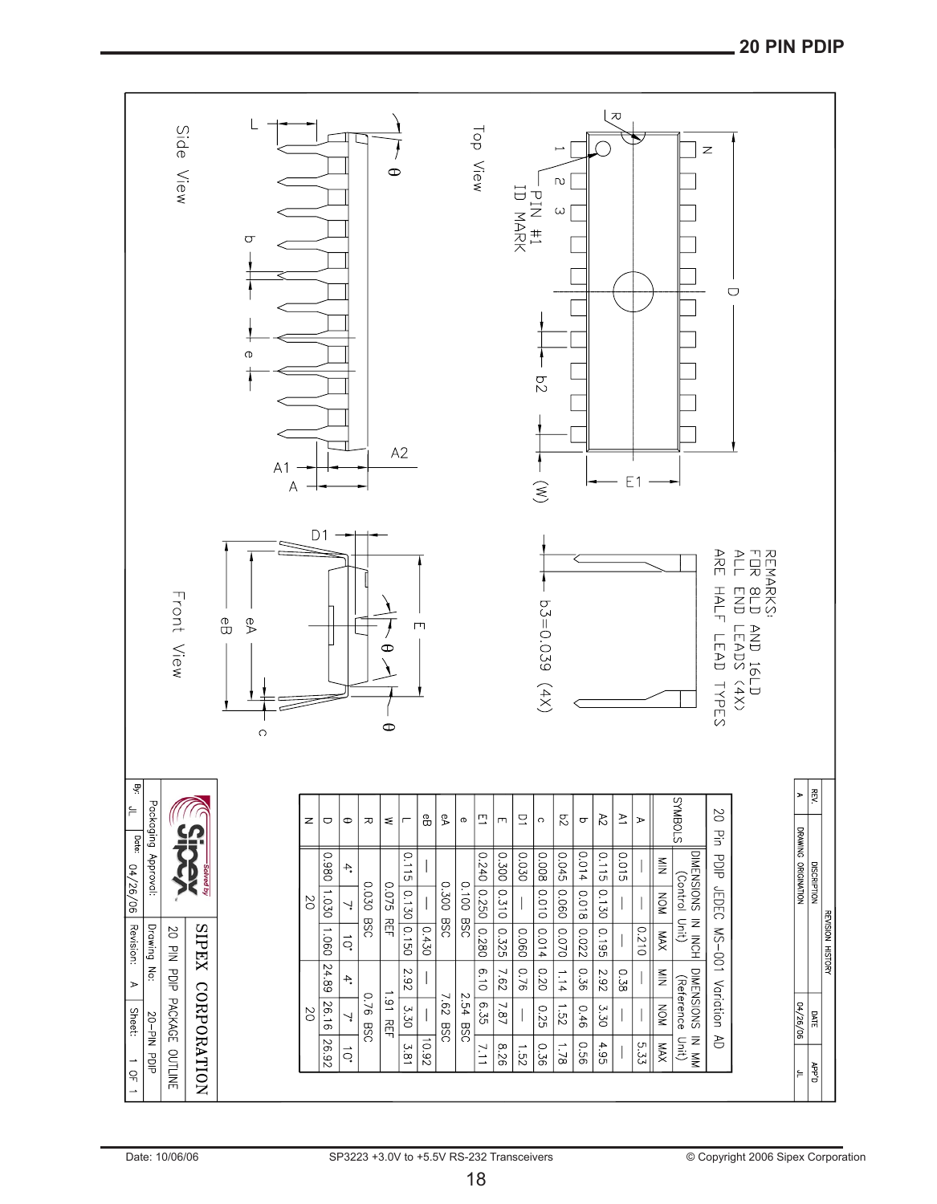## 20 PIN PDIP

Top View

PIN #1 ID MARK

REMARKS:
FOR 8LD AND 16LD
ALL END LEADS (4X)
ARE HALF LEAD TYPES

b3=0.039 (4X)

Side View

Front View

| REV. | DISCRIPTION | DATE | APP'D |
|---|---|---|---|
| A | DRAWING ORIGINATION | 04/26/06 | JL |

20 Pin PDIP JEDEC MS-001 Variation AD

| SYMBOLS | DIMENSIONS IN INCH (Control Unit) MIN | NOM | MAX | DIMENSIONS IN MM (Reference Unit) MIN | NOM | MAX |
|---|---|---|---|---|---|---|
| A | — | — | 0.210 | — | — | 5.33 |
| A1 | 0.015 | — | — | 0.38 | — | — |
| A2 | 0.115 | 0.130 | 0.195 | 2.92 | 3.30 | 4.95 |
| b | 0.014 | 0.018 | 0.022 | 0.36 | 0.46 | 0.56 |
| b2 | 0.045 | 0.060 | 0.070 | 1.14 | 1.52 | 1.78 |
| c | 0.008 | 0.010 | 0.014 | 0.20 | 0.25 | 0.36 |
| D1 | 0.030 | — | 0.060 | 0.76 | — | 1.52 |
| E | 0.300 | 0.310 | 0.325 | 7.62 | 7.87 | 8.26 |
| E1 | 0.240 | 0.250 | 0.280 | 6.10 | 6.35 | 7.11 |
| e | | 0.100 BSC | | | 2.54 BSC | |
| eA | | 0.300 BSC | | | 7.62 BSC | |
| eB | — | — | 0.430 | — | — | 10.92 |
| L | 0.115 | 0.130 | 0.150 | 2.92 | 3.30 | 3.81 |
| W | | 0.075 REF | | | 1.91 REF | |
| R | | 0.030 BSC | | | 0.76 BSC | |
| θ | 4° | 7° | 10° | 4° | 7° | 10° |
| D | 0.980 | 1.030 | 1.060 | 24.89 | 26.16 | 26.92 |
| N | | 20 | | | 20 | |

SIPEX CORPORATION

| Packaging Approval: | 20 PIN PDIP PACKAGE OUTLINE | | |
|---|---|---|---|
| | Drawing No: | 20-PIN PDIP | |
| By: JL | Date: 04/26/06 | Revision: A | Sheet: 1 OF 1 |

Date: 10/06/06 SP3223 +3.0V to +5.5V RS-232 Transceivers © Copyright 2006 Sipex Corporation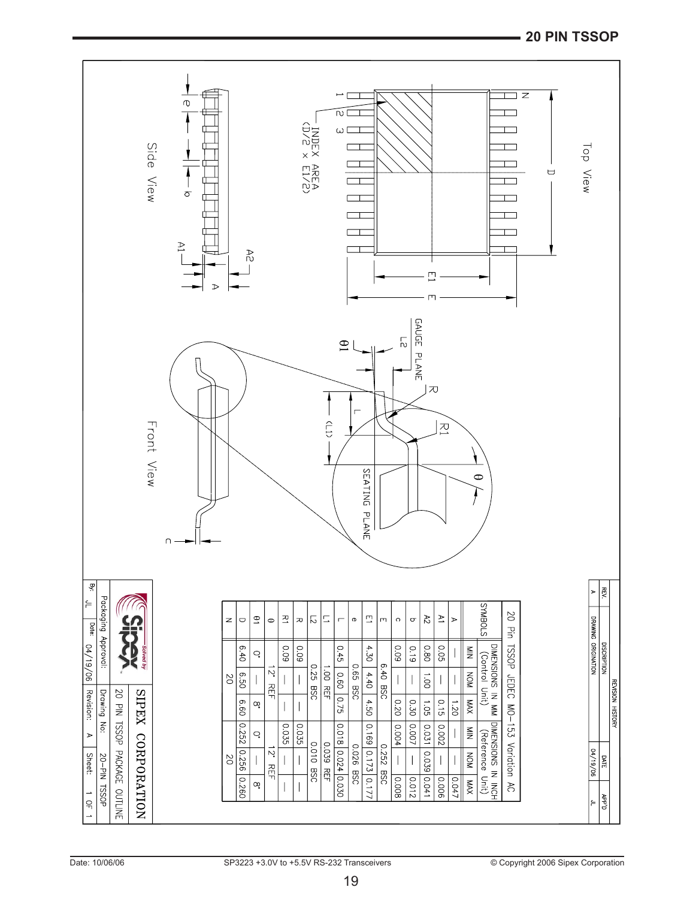# 20 PIN TSSOP

Top View

INDEX AREA (D/2 x E1/2)

Side View

Front View

GAUGE PLANE

SEATING PLANE

| REV. | DISCRIPTION | DATE | APP'D |
|---|---|---|---|
| A | DRAWING ORIGINATION | 04/19/06 | JL |

20 Pin TSSOP JEDEC MO-153 Variation AC

| SYMBOLS | DIMENSIONS IN MM (Control Unit) | | | DIMENSIONS IN INCH (Reference Unit) | | |
|---|---|---|---|---|---|---|
| | MIN | NOM | MAX | MIN | NOM | MAX |
| A | — | — | 1.20 | — | — | 0.047 |
| A1 | 0.05 | — | 0.15 | 0.002 | — | 0.006 |
| A2 | 0.80 | 1.00 | 1.05 | 0.031 | 0.039 | 0.041 |
| b | 0.19 | — | 0.30 | 0.007 | — | 0.012 |
| c | 0.09 | — | 0.20 | 0.004 | — | 0.008 |
| E | 6.40 BSC | | | 0.252 BSC | | |
| E1 | 4.30 | 4.40 | 4.50 | 0.169 | 0.173 | 0.177 |
| e | 0.65 BSC | | | 0.026 BSC | | |
| L | 0.45 | 0.60 | 0.75 | 0.018 | 0.024 | 0.030 |
| L1 | 1.00 REF | | | 0.039 REF | | |
| L2 | 0.25 BSC | | | 0.010 BSC | | |
| R | 0.09 | — | — | 0.035 | — | — |
| R1 | 0.09 | — | — | 0.035 | — | — |
| θ | 12° REF | | | 12° REF | | |
| θ1 | 0° | — | 8° | 0° | — | 8° |
| D | 6.40 | 6.50 | 6.60 | 0.252 | 0.256 | 0.260 |
| N | 20 | | | 20 | | |

SIPEX CORPORATION

| Packaging Approval: | 20 PIN TSSOP PACKAGE OUTLINE | | |
|---|---|---|---|
| | Drawing No: | 20-PIN TSSOP | |
| By: JL | Date: 04/19/06 | Revision: A | Sheet: 1 OF 1 |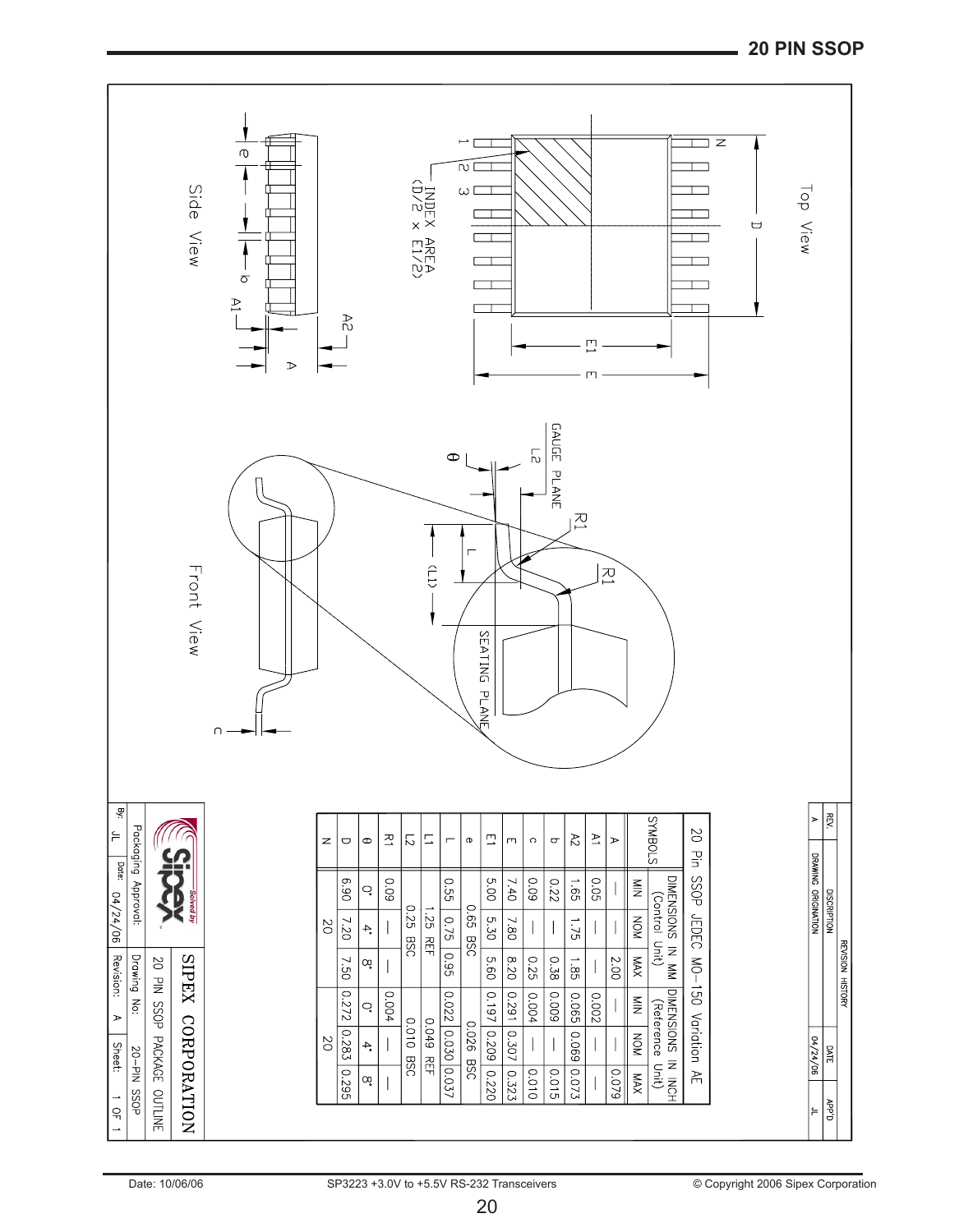## 20 PIN SSOP

Top View

Side View

Front View

INDEX AREA (D/2 x E1/2)

GAUGE PLANE

SEATING PLANE

20 Pin SSOP JEDEC MO-150 Variation AE

| SYMBOLS | DIMENSIONS IN MM (Control Unit) | | | DIMENSIONS IN INCH (Reference Unit) | | |
|---|---|---|---|---|---|---|
| | MIN | NOM | MAX | MIN | NOM | MAX |
| A | — | — | 2.00 | — | — | 0.079 |
| A1 | 0.05 | — | — | 0.002 | — | — |
| A2 | 1.65 | 1.75 | 1.85 | 0.065 | 0.069 | 0.073 |
| b | 0.22 | — | 0.38 | 0.009 | — | 0.015 |
| c | 0.09 | — | 0.25 | 0.004 | — | 0.010 |
| E | 7.40 | 7.80 | 8.20 | 0.291 | 0.307 | 0.323 |
| E1 | 5.00 | 5.30 | 5.60 | 0.197 | 0.209 | 0.220 |
| e | | 0.65 BSC | | | 0.026 BSC | |
| L | 0.55 | 0.75 | 0.95 | 0.022 | 0.030 | 0.037 |
| L1 | | 1.25 REF | | | 0.049 REF | |
| L2 | | 0.25 BSC | | | 0.010 BSC | |
| R1 | 0.09 | — | — | 0.004 | — | — |
| θ | 0° | 4° | 8° | 0° | 4° | 8° |
| D | 6.90 | 7.20 | 7.50 | 0.272 | 0.283 | 0.295 |
| N | | 20 | | | 20 | |

REVISION HISTORY

| REV. | DESCRIPTION | DATE | APP'D |
|---|---|---|---|
| A | DRAWING ORIGINATION | 04/24/06 | JL |

SIPEX CORPORATION

| Packaging Approval: | 20 PIN SSOP PACKAGE OUTLINE | | |
|---|---|---|---|
| | Drawing No: 20-PIN SSOP | | |
| By: JL | Date: 04/24/06 | Revision: A | Sheet: 1 OF 1 |

Date: 10/06/06 SP3223 +3.0V to +5.5V RS-232 Transceivers © Copyright 2006 Sipex Corporation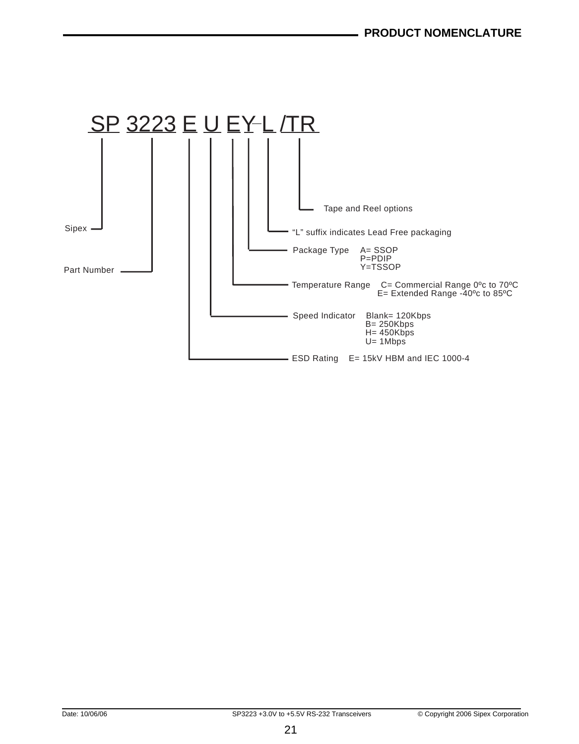## PRODUCT NOMENCLATURE

**SP 3223 E U EY L /TR**

- **Sipex** — SP
- **Part Number** — 3223
- **ESD Rating** — E= 15kV HBM and IEC 1000-4
- **Speed Indicator** — Blank= 120Kbps, B= 250Kbps, H= 450Kbps, U= 1Mbps
- **Temperature Range** — C= Commercial Range 0ºc to 70ºC, E= Extended Range -40ºc to 85ºC
- **Package Type** — A= SSOP, P=PDIP, Y=TSSOP
- "L" suffix indicates Lead Free packaging
- Tape and Reel options — /TR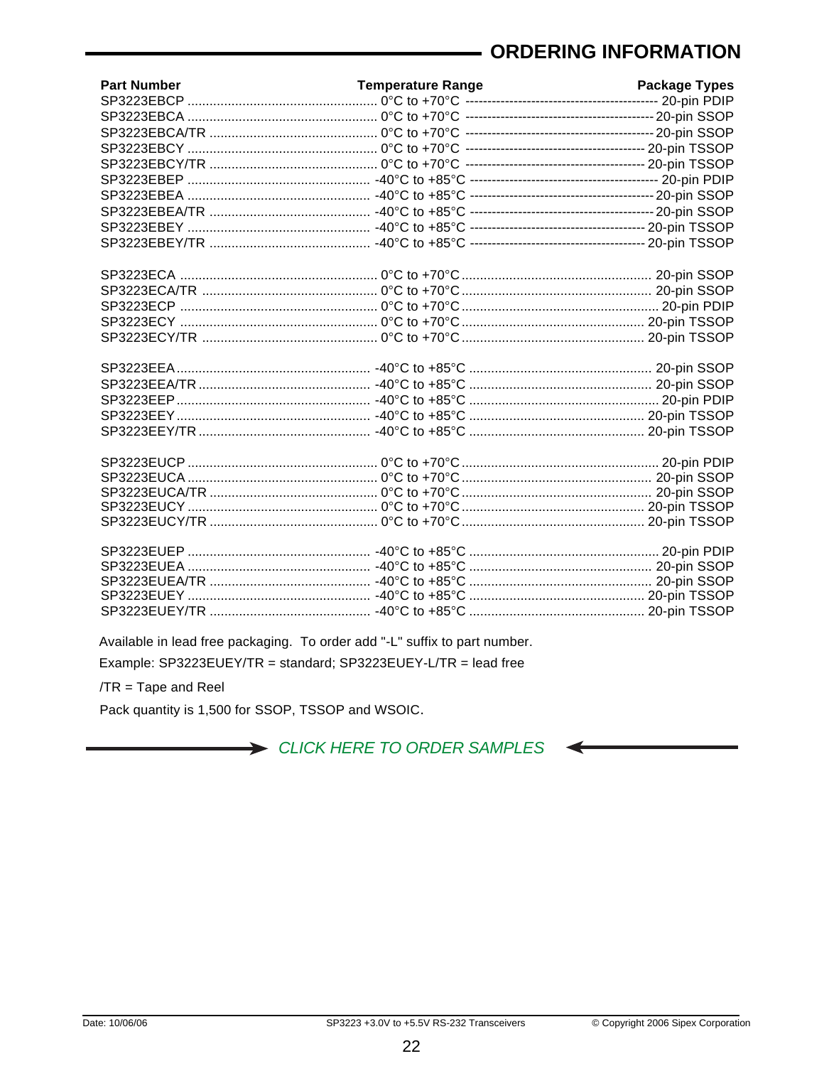## ORDERING INFORMATION

| Part Number | Temperature Range | Package Types |
|---|---|---|
| SP3223EBCP | 0°C to +70°C | 20-pin PDIP |
| SP3223EBCA | 0°C to +70°C | 20-pin SSOP |
| SP3223EBCA/TR | 0°C to +70°C | 20-pin SSOP |
| SP3223EBCY | 0°C to +70°C | 20-pin TSSOP |
| SP3223EBCY/TR | 0°C to +70°C | 20-pin TSSOP |
| SP3223EBEP | -40°C to +85°C | 20-pin PDIP |
| SP3223EBEA | -40°C to +85°C | 20-pin SSOP |
| SP3223EBEA/TR | -40°C to +85°C | 20-pin SSOP |
| SP3223EBEY | -40°C to +85°C | 20-pin TSSOP |
| SP3223EBEY/TR | -40°C to +85°C | 20-pin TSSOP |
| | | |
| SP3223ECA | 0°C to +70°C | 20-pin SSOP |
| SP3223ECA/TR | 0°C to +70°C | 20-pin SSOP |
| SP3223ECP | 0°C to +70°C | 20-pin PDIP |
| SP3223ECY | 0°C to +70°C | 20-pin TSSOP |
| SP3223ECY/TR | 0°C to +70°C | 20-pin TSSOP |
| | | |
| SP3223EEA | -40°C to +85°C | 20-pin SSOP |
| SP3223EEA/TR | -40°C to +85°C | 20-pin SSOP |
| SP3223EEP | -40°C to +85°C | 20-pin PDIP |
| SP3223EEY | -40°C to +85°C | 20-pin TSSOP |
| SP3223EEY/TR | -40°C to +85°C | 20-pin TSSOP |
| | | |
| SP3223EUCP | 0°C to +70°C | 20-pin PDIP |
| SP3223EUCA | 0°C to +70°C | 20-pin SSOP |
| SP3223EUCA/TR | 0°C to +70°C | 20-pin SSOP |
| SP3223EUCY | 0°C to +70°C | 20-pin TSSOP |
| SP3223EUCY/TR | 0°C to +70°C | 20-pin TSSOP |
| | | |
| SP3223EUEP | -40°C to +85°C | 20-pin PDIP |
| SP3223EUEA | -40°C to +85°C | 20-pin SSOP |
| SP3223EUEA/TR | -40°C to +85°C | 20-pin SSOP |
| SP3223EUEY | -40°C to +85°C | 20-pin TSSOP |
| SP3223EUEY/TR | -40°C to +85°C | 20-pin TSSOP |

Available in lead free packaging. To order add "-L" suffix to part number.

Example: SP3223EUEY/TR = standard; SP3223EUEY-L/TR = lead free

/TR = Tape and Reel

Pack quantity is 1,500 for SSOP, TSSOP and WSOIC.

*CLICK HERE TO ORDER SAMPLES*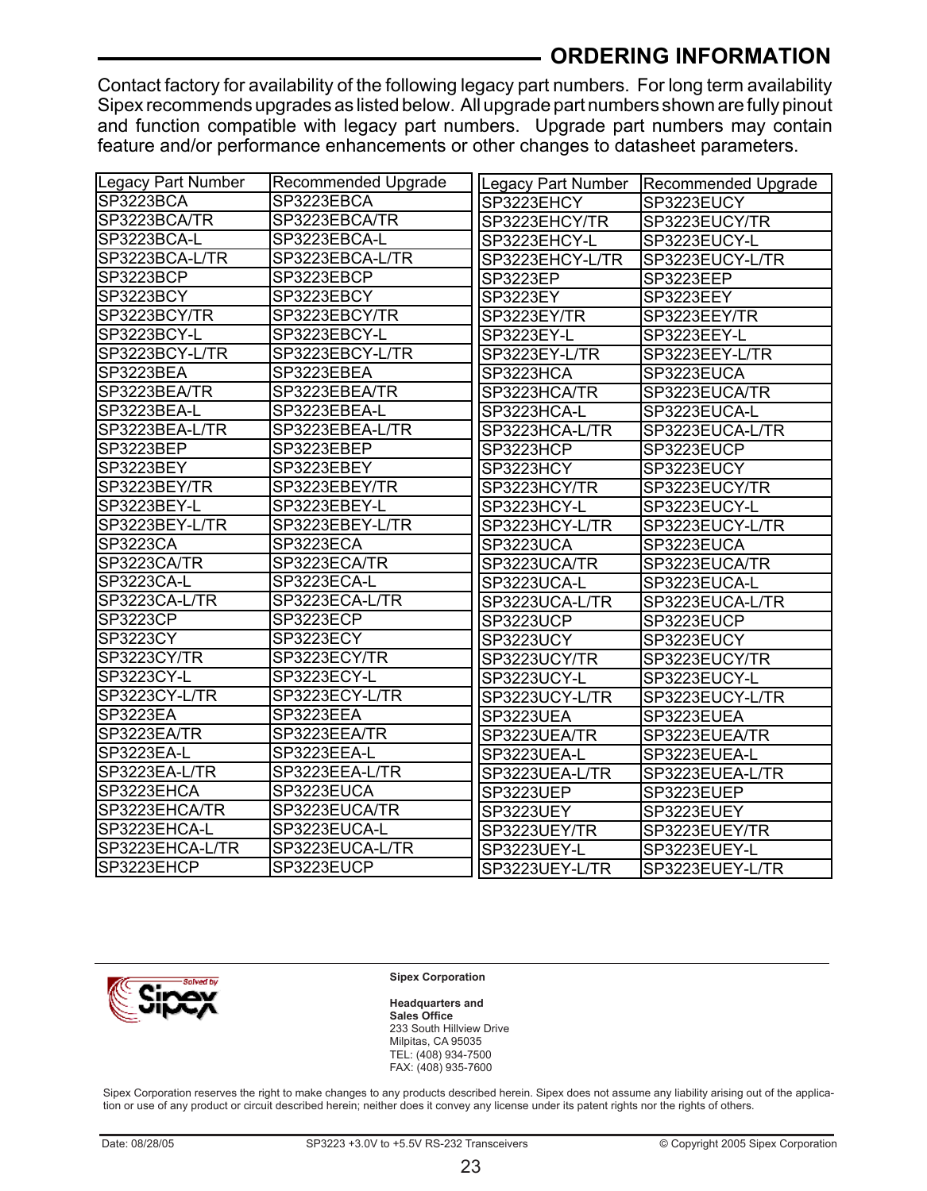## ORDERING INFORMATION

Contact factory for availability of the following legacy part numbers. For long term availability Sipex recommends upgrades as listed below. All upgrade part numbers shown are fully pinout and function compatible with legacy part numbers. Upgrade part numbers may contain feature and/or performance enhancements or other changes to datasheet parameters.

| Legacy Part Number | Recommended Upgrade |
|---|---|
| SP3223BCA | SP3223EBCA |
| SP3223BCA/TR | SP3223EBCA/TR |
| SP3223BCA-L | SP3223EBCA-L |
| SP3223BCA-L/TR | SP3223EBCA-L/TR |
| SP3223BCP | SP3223EBCP |
| SP3223BCY | SP3223EBCY |
| SP3223BCY/TR | SP3223EBCY/TR |
| SP3223BCY-L | SP3223EBCY-L |
| SP3223BCY-L/TR | SP3223EBCY-L/TR |
| SP3223BEA | SP3223EBEA |
| SP3223BEA/TR | SP3223EBEA/TR |
| SP3223BEA-L | SP3223EBEA-L |
| SP3223BEA-L/TR | SP3223EBEA-L/TR |
| SP3223BEP | SP3223EBEP |
| SP3223BEY | SP3223EBEY |
| SP3223BEY/TR | SP3223EBEY/TR |
| SP3223BEY-L | SP3223EBEY-L |
| SP3223BEY-L/TR | SP3223EBEY-L/TR |
| SP3223CA | SP3223ECA |
| SP3223CA/TR | SP3223ECA/TR |
| SP3223CA-L | SP3223ECA-L |
| SP3223CA-L/TR | SP3223ECA-L/TR |
| SP3223CP | SP3223ECP |
| SP3223CY | SP3223ECY |
| SP3223CY/TR | SP3223ECY/TR |
| SP3223CY-L | SP3223ECY-L |
| SP3223CY-L/TR | SP3223ECY-L/TR |
| SP3223EA | SP3223EEA |
| SP3223EA/TR | SP3223EEA/TR |
| SP3223EA-L | SP3223EEA-L |
| SP3223EA-L/TR | SP3223EEA-L/TR |
| SP3223EHCA | SP3223EUCA |
| SP3223EHCA/TR | SP3223EUCA/TR |
| SP3223EHCA-L | SP3223EUCA-L |
| SP3223EHCA-L/TR | SP3223EUCA-L/TR |
| SP3223EHCP | SP3223EUCP |
| SP3223EHCY | SP3223EUCY |
| SP3223EHCY/TR | SP3223EUCY/TR |
| SP3223EHCY-L | SP3223EUCY-L |
| SP3223EHCY-L/TR | SP3223EUCY-L/TR |
| SP3223EP | SP3223EEP |
| SP3223EY | SP3223EEY |
| SP3223EY/TR | SP3223EEY/TR |
| SP3223EY-L | SP3223EEY-L |
| SP3223EY-L/TR | SP3223EEY-L/TR |
| SP3223HCA | SP3223EUCA |
| SP3223HCA/TR | SP3223EUCA/TR |
| SP3223HCA-L | SP3223EUCA-L |
| SP3223HCA-L/TR | SP3223EUCA-L/TR |
| SP3223HCP | SP3223EUCP |
| SP3223HCY | SP3223EUCY |
| SP3223HCY/TR | SP3223EUCY/TR |
| SP3223HCY-L | SP3223EUCY-L |
| SP3223HCY-L/TR | SP3223EUCY-L/TR |
| SP3223UCA | SP3223EUCA |
| SP3223UCA/TR | SP3223EUCA/TR |
| SP3223UCA-L | SP3223EUCA-L |
| SP3223UCA-L/TR | SP3223EUCA-L/TR |
| SP3223UCP | SP3223EUCP |
| SP3223UCY | SP3223EUCY |
| SP3223UCY/TR | SP3223EUCY/TR |
| SP3223UCY-L | SP3223EUCY-L |
| SP3223UCY-L/TR | SP3223EUCY-L/TR |
| SP3223UEA | SP3223EUEA |
| SP3223UEA/TR | SP3223EUEA/TR |
| SP3223UEA-L | SP3223EUEA-L |
| SP3223UEA-L/TR | SP3223EUEA-L/TR |
| SP3223UEP | SP3223EUEP |
| SP3223UEY | SP3223EUEY |
| SP3223UEY/TR | SP3223EUEY/TR |
| SP3223UEY-L | SP3223EUEY-L |
| SP3223UEY-L/TR | SP3223EUEY-L/TR |

**Sipex Corporation**

**Headquarters and Sales Office**
233 South Hillview Drive
Milpitas, CA 95035
TEL: (408) 934-7500
FAX: (408) 935-7600

Sipex Corporation reserves the right to make changes to any products described herein. Sipex does not assume any liability arising out of the application or use of any product or circuit described herein; neither does it convey any license under its patent rights nor the rights of others.